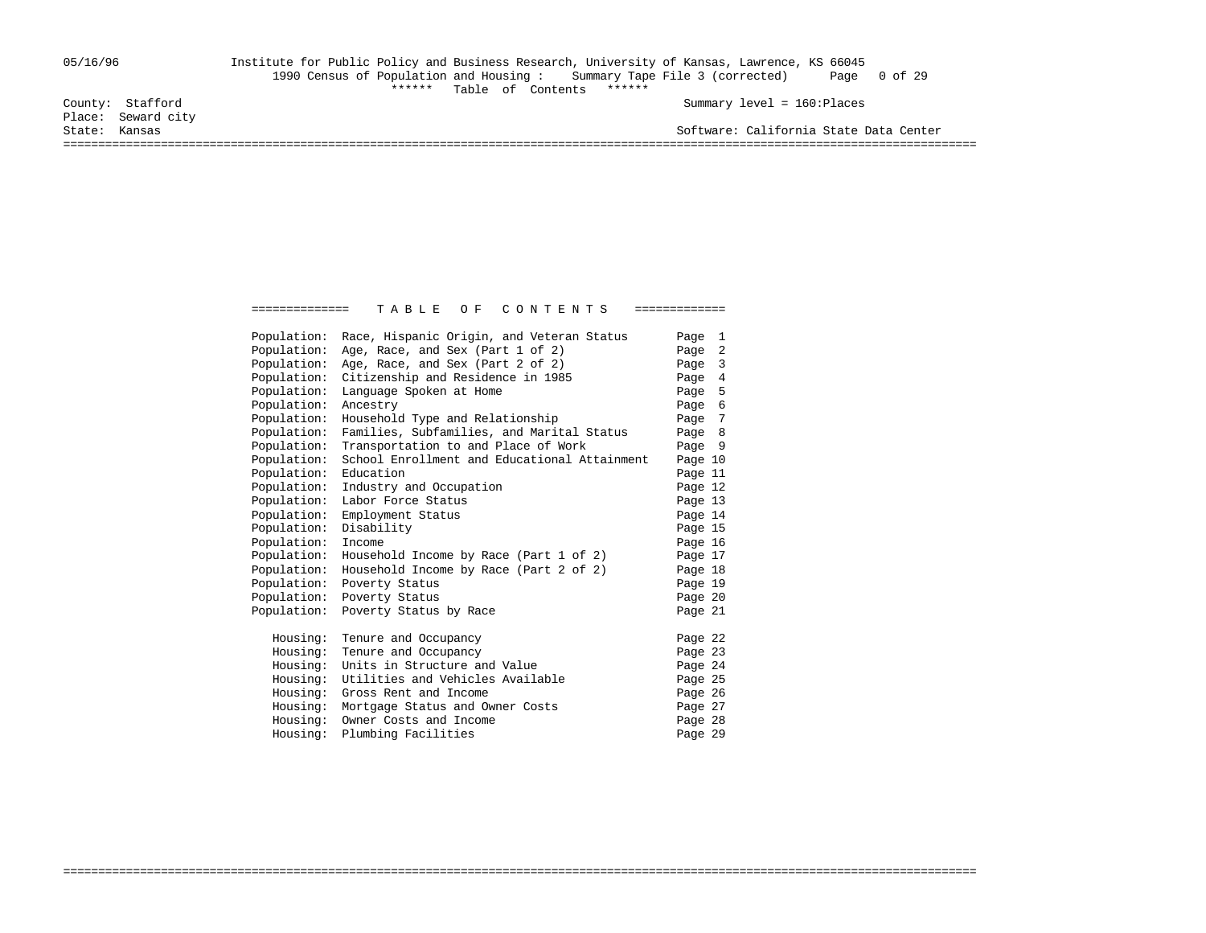05/16/96 Institute for Public Policy and Business Research, University of Kansas, Lawrence, KS 66045

1990 Census of Population and Housing : Summary Tape File 3 (corrected)

****** Table of Contents ******

County: Stafford
Place: Seward city
State: Kansas

Summary level = 160:Places

Software: California State Data Center

# T A B L E   O F   C O N T E N T S

| Section | Topic | Page |
|---|---|---|
| Population: | Race, Hispanic Origin, and Veteran Status | Page 1 |
| Population: | Age, Race, and Sex (Part 1 of 2) | Page 2 |
| Population: | Age, Race, and Sex (Part 2 of 2) | Page 3 |
| Population: | Citizenship and Residence in 1985 | Page 4 |
| Population: | Language Spoken at Home | Page 5 |
| Population: | Ancestry | Page 6 |
| Population: | Household Type and Relationship | Page 7 |
| Population: | Families, Subfamilies, and Marital Status | Page 8 |
| Population: | Transportation to and Place of Work | Page 9 |
| Population: | School Enrollment and Educational Attainment | Page 10 |
| Population: | Education | Page 11 |
| Population: | Industry and Occupation | Page 12 |
| Population: | Labor Force Status | Page 13 |
| Population: | Employment Status | Page 14 |
| Population: | Disability | Page 15 |
| Population: | Income | Page 16 |
| Population: | Household Income by Race (Part 1 of 2) | Page 17 |
| Population: | Household Income by Race (Part 2 of 2) | Page 18 |
| Population: | Poverty Status | Page 19 |
| Population: | Poverty Status | Page 20 |
| Population: | Poverty Status by Race | Page 21 |
| Housing: | Tenure and Occupancy | Page 22 |
| Housing: | Tenure and Occupancy | Page 23 |
| Housing: | Units in Structure and Value | Page 24 |
| Housing: | Utilities and Vehicles Available | Page 25 |
| Housing: | Gross Rent and Income | Page 26 |
| Housing: | Mortgage Status and Owner Costs | Page 27 |
| Housing: | Owner Costs and Income | Page 28 |
| Housing: | Plumbing Facilities | Page 29 |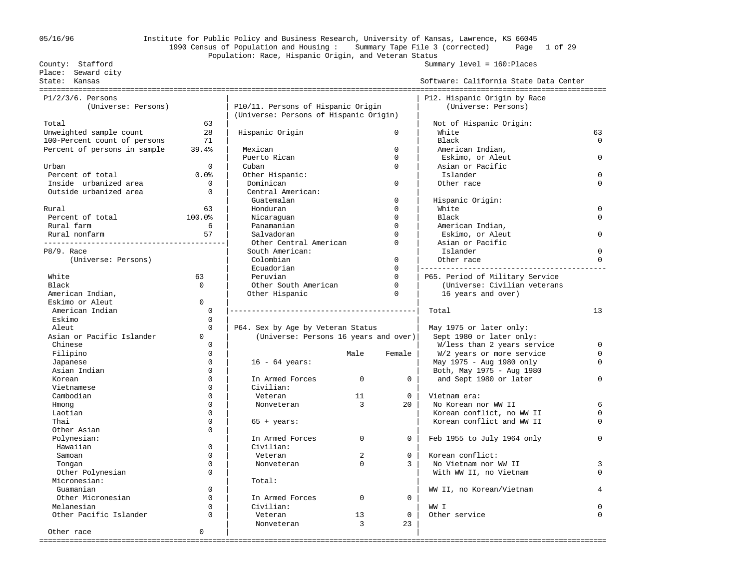Institute for Public Policy and Business Research, University of Kansas, Lawrence, KS 66045
1990 Census of Population and Housing : Summary Tape File 3 (corrected)
Population: Race, Hispanic Origin, and Veteran Status

County: Stafford
Place: Seward city
State: Kansas

Summary level = 160:Places
Software: California State Data Center

## P1/2/3/6. Persons
(Universe: Persons)

| | |
|---|---|
| Total | 63 |
| Unweighted sample count | 28 |
| 100-Percent count of persons | 71 |
| Percent of persons in sample | 39.4% |
| Urban | 0 |
| Percent of total | 0.0% |
| Inside urbanized area | 0 |
| Outside urbanized area | 0 |
| Rural | 63 |
| Percent of total | 100.0% |
| Rural farm | 6 |
| Rural nonfarm | 57 |

## P8/9. Race
(Universe: Persons)

| | |
|---|---|
| White | 63 |
| Black | 0 |
| American Indian, Eskimo or Aleut | 0 |
| American Indian | 0 |
| Eskimo | 0 |
| Aleut | 0 |
| Asian or Pacific Islander | 0 |
| Chinese | 0 |
| Filipino | 0 |
| Japanese | 0 |
| Asian Indian | 0 |
| Korean | 0 |
| Vietnamese | 0 |
| Cambodian | 0 |
| Hmong | 0 |
| Laotian | 0 |
| Thai | 0 |
| Other Asian | 0 |
| Polynesian: | |
| Hawaiian | 0 |
| Samoan | 0 |
| Tongan | 0 |
| Other Polynesian | 0 |
| Micronesian: | |
| Guamanian | 0 |
| Other Micronesian | 0 |
| Melanesian | 0 |
| Other Pacific Islander | 0 |
| Other race | 0 |

## P10/11. Persons of Hispanic Origin
(Universe: Persons of Hispanic Origin)

| | |
|---|---|
| Hispanic Origin | 0 |
| Mexican | 0 |
| Puerto Rican | 0 |
| Cuban | 0 |
| Other Hispanic: | |
| Dominican | 0 |
| Central American: | |
| Guatemalan | 0 |
| Honduran | 0 |
| Nicaraguan | 0 |
| Panamanian | 0 |
| Salvadoran | 0 |
| Other Central American | 0 |
| South American: | |
| Colombian | 0 |
| Ecuadorian | 0 |
| Peruvian | 0 |
| Other South American | 0 |
| Other Hispanic | 0 |

## P64. Sex by Age by Veteran Status
(Universe: Persons 16 years and over)

| | Male | Female |
|---|---|---|
| **16 - 64 years:** | | |
| In Armed Forces | 0 | 0 |
| Civilian: | | |
| Veteran | 11 | 0 |
| Nonveteran | 3 | 20 |
| **65 + years:** | | |
| In Armed Forces | 0 | 0 |
| Civilian: | | |
| Veteran | 2 | 0 |
| Nonveteran | 0 | 3 |
| **Total:** | | |
| In Armed Forces | 0 | 0 |
| Civilian: | | |
| Veteran | 13 | 0 |
| Nonveteran | 3 | 23 |

## P12. Hispanic Origin by Race
(Universe: Persons)

| | |
|---|---|
| **Not of Hispanic Origin:** | |
| White | 63 |
| Black | 0 |
| American Indian, Eskimo, or Aleut | 0 |
| Asian or Pacific Islander | 0 |
| Other race | 0 |
| **Hispanic Origin:** | |
| White | 0 |
| Black | 0 |
| American Indian, Eskimo, or Aleut | 0 |
| Asian or Pacific Islander | 0 |
| Other race | 0 |

## P65. Period of Military Service
(Universe: Civilian veterans 16 years and over)

| | |
|---|---|
| Total | 13 |
| May 1975 or later only: | |
| Sept 1980 or later only: | |
| W/less than 2 years service | 0 |
| W/2 years or more service | 0 |
| May 1975 - Aug 1980 only | 0 |
| Both, May 1975 - Aug 1980 and Sept 1980 or later | 0 |
| Vietnam era: | |
| No Korean nor WW II | 6 |
| Korean conflict, no WW II | 0 |
| Korean conflict and WW II | 0 |
| Feb 1955 to July 1964 only | 0 |
| Korean conflict: | |
| No Vietnam nor WW II | 3 |
| With WW II, no Vietnam | 0 |
| WW II, no Korean/Vietnam | 4 |
| WW I | 0 |
| Other service | 0 |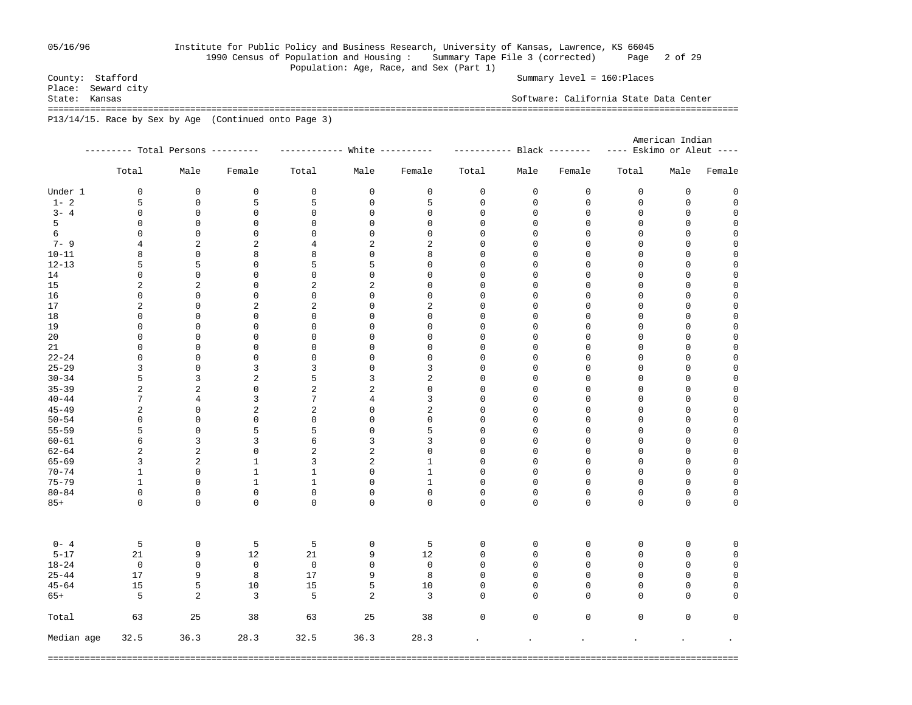County: Stafford
Place: Seward city
State: Kansas

Summary level = 160:Places

Software: California State Data Center

1990 Census of Population and Housing : Summary Tape File 3 (corrected)

Population: Age, Race, and Sex (Part 1)

P13/14/15. Race by Sex by Age (Continued onto Page 3)

| | Total Persons | | | White | | | Black | | | American Indian Eskimo or Aleut | | |
|---|---|---|---|---|---|---|---|---|---|---|---|---|
| | Total | Male | Female | Total | Male | Female | Total | Male | Female | Total | Male | Female |
| Under 1 | 0 | 0 | 0 | 0 | 0 | 0 | 0 | 0 | 0 | 0 | 0 | 0 |
| 1- 2 | 5 | 0 | 5 | 5 | 0 | 5 | 0 | 0 | 0 | 0 | 0 | 0 |
| 3- 4 | 0 | 0 | 0 | 0 | 0 | 0 | 0 | 0 | 0 | 0 | 0 | 0 |
| 5 | 0 | 0 | 0 | 0 | 0 | 0 | 0 | 0 | 0 | 0 | 0 | 0 |
| 6 | 0 | 0 | 0 | 0 | 0 | 0 | 0 | 0 | 0 | 0 | 0 | 0 |
| 7- 9 | 4 | 2 | 2 | 4 | 2 | 2 | 0 | 0 | 0 | 0 | 0 | 0 |
| 10-11 | 8 | 0 | 8 | 8 | 0 | 8 | 0 | 0 | 0 | 0 | 0 | 0 |
| 12-13 | 5 | 5 | 0 | 5 | 5 | 0 | 0 | 0 | 0 | 0 | 0 | 0 |
| 14 | 0 | 0 | 0 | 0 | 0 | 0 | 0 | 0 | 0 | 0 | 0 | 0 |
| 15 | 2 | 2 | 0 | 2 | 2 | 0 | 0 | 0 | 0 | 0 | 0 | 0 |
| 16 | 0 | 0 | 0 | 0 | 0 | 0 | 0 | 0 | 0 | 0 | 0 | 0 |
| 17 | 2 | 0 | 2 | 2 | 0 | 2 | 0 | 0 | 0 | 0 | 0 | 0 |
| 18 | 0 | 0 | 0 | 0 | 0 | 0 | 0 | 0 | 0 | 0 | 0 | 0 |
| 19 | 0 | 0 | 0 | 0 | 0 | 0 | 0 | 0 | 0 | 0 | 0 | 0 |
| 20 | 0 | 0 | 0 | 0 | 0 | 0 | 0 | 0 | 0 | 0 | 0 | 0 |
| 21 | 0 | 0 | 0 | 0 | 0 | 0 | 0 | 0 | 0 | 0 | 0 | 0 |
| 22-24 | 0 | 0 | 0 | 0 | 0 | 0 | 0 | 0 | 0 | 0 | 0 | 0 |
| 25-29 | 3 | 0 | 3 | 3 | 0 | 3 | 0 | 0 | 0 | 0 | 0 | 0 |
| 30-34 | 5 | 3 | 2 | 5 | 3 | 2 | 0 | 0 | 0 | 0 | 0 | 0 |
| 35-39 | 2 | 2 | 0 | 2 | 2 | 0 | 0 | 0 | 0 | 0 | 0 | 0 |
| 40-44 | 7 | 4 | 3 | 7 | 4 | 3 | 0 | 0 | 0 | 0 | 0 | 0 |
| 45-49 | 2 | 0 | 2 | 2 | 0 | 2 | 0 | 0 | 0 | 0 | 0 | 0 |
| 50-54 | 0 | 0 | 0 | 0 | 0 | 0 | 0 | 0 | 0 | 0 | 0 | 0 |
| 55-59 | 5 | 0 | 5 | 5 | 0 | 5 | 0 | 0 | 0 | 0 | 0 | 0 |
| 60-61 | 6 | 3 | 3 | 6 | 3 | 3 | 0 | 0 | 0 | 0 | 0 | 0 |
| 62-64 | 2 | 2 | 0 | 2 | 2 | 0 | 0 | 0 | 0 | 0 | 0 | 0 |
| 65-69 | 3 | 2 | 1 | 3 | 2 | 1 | 0 | 0 | 0 | 0 | 0 | 0 |
| 70-74 | 1 | 0 | 1 | 1 | 0 | 1 | 0 | 0 | 0 | 0 | 0 | 0 |
| 75-79 | 1 | 0 | 1 | 1 | 0 | 1 | 0 | 0 | 0 | 0 | 0 | 0 |
| 80-84 | 0 | 0 | 0 | 0 | 0 | 0 | 0 | 0 | 0 | 0 | 0 | 0 |
| 85+ | 0 | 0 | 0 | 0 | 0 | 0 | 0 | 0 | 0 | 0 | 0 | 0 |
| 0- 4 | 5 | 0 | 5 | 5 | 0 | 5 | 0 | 0 | 0 | 0 | 0 | 0 |
| 5-17 | 21 | 9 | 12 | 21 | 9 | 12 | 0 | 0 | 0 | 0 | 0 | 0 |
| 18-24 | 0 | 0 | 0 | 0 | 0 | 0 | 0 | 0 | 0 | 0 | 0 | 0 |
| 25-44 | 17 | 9 | 8 | 17 | 9 | 8 | 0 | 0 | 0 | 0 | 0 | 0 |
| 45-64 | 15 | 5 | 10 | 15 | 5 | 10 | 0 | 0 | 0 | 0 | 0 | 0 |
| 65+ | 5 | 2 | 3 | 5 | 2 | 3 | 0 | 0 | 0 | 0 | 0 | 0 |
| Total | 63 | 25 | 38 | 63 | 25 | 38 | 0 | 0 | 0 | 0 | 0 | 0 |
| Median age | 32.5 | 36.3 | 28.3 | 32.5 | 36.3 | 28.3 | . | . | . | . | . | . |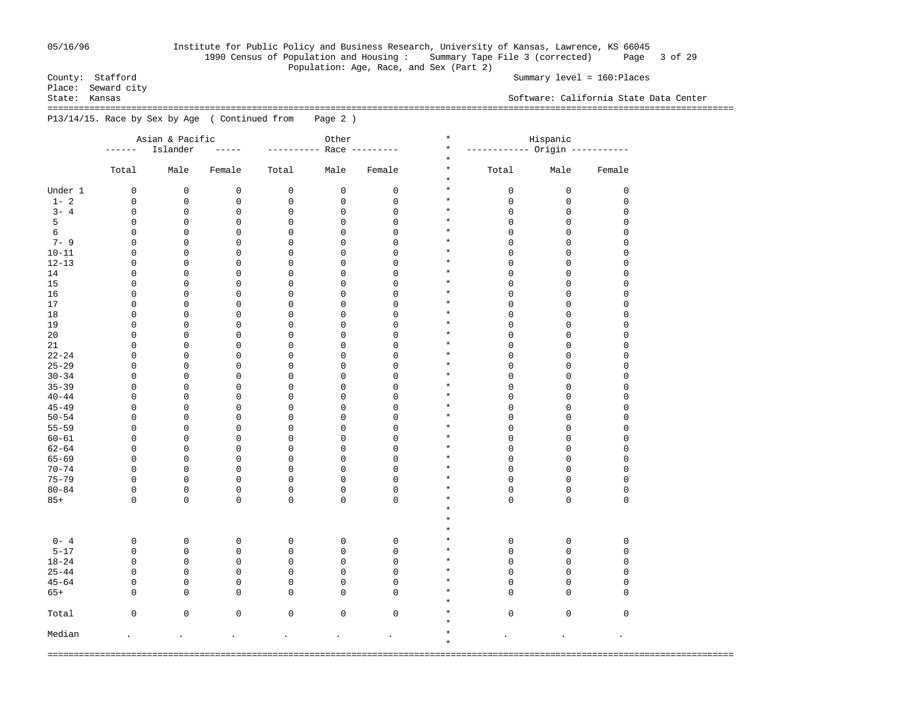Institute for Public Policy and Business Research, University of Kansas, Lawrence, KS 66045
1990 Census of Population and Housing : Summary Tape File 3 (corrected)
Population: Age, Race, and Sex (Part 2)

County: Stafford
Place: Seward city
State: Kansas

Summary level = 160:Places
Software: California State Data Center

P13/14/15. Race by Sex by Age ( Continued from Page 2 )

| | Asian & Pacific Islander | | | Other Race | | | Hispanic Origin | | |
|---|---|---|---|---|---|---|---|---|---|
| | Total | Male | Female | Total | Male | Female | Total | Male | Female |
| Under 1 | 0 | 0 | 0 | 0 | 0 | 0 | 0 | 0 | 0 |
| 1- 2 | 0 | 0 | 0 | 0 | 0 | 0 | 0 | 0 | 0 |
| 3- 4 | 0 | 0 | 0 | 0 | 0 | 0 | 0 | 0 | 0 |
| 5 | 0 | 0 | 0 | 0 | 0 | 0 | 0 | 0 | 0 |
| 6 | 0 | 0 | 0 | 0 | 0 | 0 | 0 | 0 | 0 |
| 7- 9 | 0 | 0 | 0 | 0 | 0 | 0 | 0 | 0 | 0 |
| 10-11 | 0 | 0 | 0 | 0 | 0 | 0 | 0 | 0 | 0 |
| 12-13 | 0 | 0 | 0 | 0 | 0 | 0 | 0 | 0 | 0 |
| 14 | 0 | 0 | 0 | 0 | 0 | 0 | 0 | 0 | 0 |
| 15 | 0 | 0 | 0 | 0 | 0 | 0 | 0 | 0 | 0 |
| 16 | 0 | 0 | 0 | 0 | 0 | 0 | 0 | 0 | 0 |
| 17 | 0 | 0 | 0 | 0 | 0 | 0 | 0 | 0 | 0 |
| 18 | 0 | 0 | 0 | 0 | 0 | 0 | 0 | 0 | 0 |
| 19 | 0 | 0 | 0 | 0 | 0 | 0 | 0 | 0 | 0 |
| 20 | 0 | 0 | 0 | 0 | 0 | 0 | 0 | 0 | 0 |
| 21 | 0 | 0 | 0 | 0 | 0 | 0 | 0 | 0 | 0 |
| 22-24 | 0 | 0 | 0 | 0 | 0 | 0 | 0 | 0 | 0 |
| 25-29 | 0 | 0 | 0 | 0 | 0 | 0 | 0 | 0 | 0 |
| 30-34 | 0 | 0 | 0 | 0 | 0 | 0 | 0 | 0 | 0 |
| 35-39 | 0 | 0 | 0 | 0 | 0 | 0 | 0 | 0 | 0 |
| 40-44 | 0 | 0 | 0 | 0 | 0 | 0 | 0 | 0 | 0 |
| 45-49 | 0 | 0 | 0 | 0 | 0 | 0 | 0 | 0 | 0 |
| 50-54 | 0 | 0 | 0 | 0 | 0 | 0 | 0 | 0 | 0 |
| 55-59 | 0 | 0 | 0 | 0 | 0 | 0 | 0 | 0 | 0 |
| 60-61 | 0 | 0 | 0 | 0 | 0 | 0 | 0 | 0 | 0 |
| 62-64 | 0 | 0 | 0 | 0 | 0 | 0 | 0 | 0 | 0 |
| 65-69 | 0 | 0 | 0 | 0 | 0 | 0 | 0 | 0 | 0 |
| 70-74 | 0 | 0 | 0 | 0 | 0 | 0 | 0 | 0 | 0 |
| 75-79 | 0 | 0 | 0 | 0 | 0 | 0 | 0 | 0 | 0 |
| 80-84 | 0 | 0 | 0 | 0 | 0 | 0 | 0 | 0 | 0 |
| 85+ | 0 | 0 | 0 | 0 | 0 | 0 | 0 | 0 | 0 |
| 0- 4 | 0 | 0 | 0 | 0 | 0 | 0 | 0 | 0 | 0 |
| 5-17 | 0 | 0 | 0 | 0 | 0 | 0 | 0 | 0 | 0 |
| 18-24 | 0 | 0 | 0 | 0 | 0 | 0 | 0 | 0 | 0 |
| 25-44 | 0 | 0 | 0 | 0 | 0 | 0 | 0 | 0 | 0 |
| 45-64 | 0 | 0 | 0 | 0 | 0 | 0 | 0 | 0 | 0 |
| 65+ | 0 | 0 | 0 | 0 | 0 | 0 | 0 | 0 | 0 |
| Total | 0 | 0 | 0 | 0 | 0 | 0 | 0 | 0 | 0 |
| Median | . | . | . | . | . | . | . | . | . |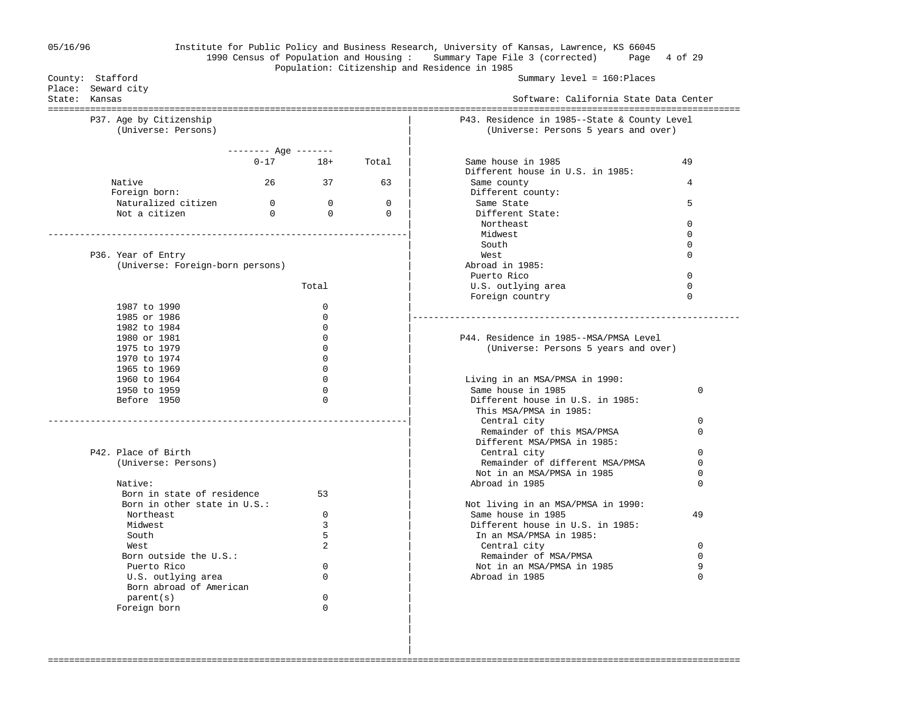Institute for Public Policy and Business Research, University of Kansas, Lawrence, KS 66045
1990 Census of Population and Housing : Summary Tape File 3 (corrected)
Population: Citizenship and Residence in 1985

County: Stafford
Place: Seward city
State: Kansas

Summary level = 160:Places
Software: California State Data Center

## P37. Age by Citizenship
(Universe: Persons)

| | 0-17 | 18+ | Total |
|---|---|---|---|
| Native | 26 | 37 | 63 |
| Foreign born: | | | |
| Naturalized citizen | 0 | 0 | 0 |
| Not a citizen | 0 | 0 | 0 |

## P36. Year of Entry
(Universe: Foreign-born persons)

| | Total |
|---|---|
| 1987 to 1990 | 0 |
| 1985 or 1986 | 0 |
| 1982 to 1984 | 0 |
| 1980 or 1981 | 0 |
| 1975 to 1979 | 0 |
| 1970 to 1974 | 0 |
| 1965 to 1969 | 0 |
| 1960 to 1964 | 0 |
| 1950 to 1959 | 0 |
| Before 1950 | 0 |

## P42. Place of Birth
(Universe: Persons)

| | |
|---|---|
| Native: | |
| Born in state of residence | 53 |
| Born in other state in U.S.: | |
| Northeast | 0 |
| Midwest | 3 |
| South | 5 |
| West | 2 |
| Born outside the U.S.: | |
| Puerto Rico | 0 |
| U.S. outlying area | 0 |
| Born abroad of American parent(s) | 0 |
| Foreign born | 0 |

## P43. Residence in 1985--State & County Level
(Universe: Persons 5 years and over)

| | |
|---|---|
| Same house in 1985 | 49 |
| Different house in U.S. in 1985: | |
| Same county | 4 |
| Different county: | |
| Same State | 5 |
| Different State: | |
| Northeast | 0 |
| Midwest | 0 |
| South | 0 |
| West | 0 |
| Abroad in 1985: | |
| Puerto Rico | 0 |
| U.S. outlying area | 0 |
| Foreign country | 0 |

## P44. Residence in 1985--MSA/PMSA Level
(Universe: Persons 5 years and over)

| | |
|---|---|
| Living in an MSA/PMSA in 1990: | |
| Same house in 1985 | 0 |
| Different house in U.S. in 1985: | |
| This MSA/PMSA in 1985: | |
| Central city | 0 |
| Remainder of this MSA/PMSA | 0 |
| Different MSA/PMSA in 1985: | |
| Central city | 0 |
| Remainder of different MSA/PMSA | 0 |
| Not in an MSA/PMSA in 1985 | 0 |
| Abroad in 1985 | 0 |
| Not living in an MSA/PMSA in 1990: | |
| Same house in 1985 | 49 |
| Different house in U.S. in 1985: | |
| In an MSA/PMSA in 1985: | |
| Central city | 0 |
| Remainder of MSA/PMSA | 0 |
| Not in an MSA/PMSA in 1985 | 9 |
| Abroad in 1985 | 0 |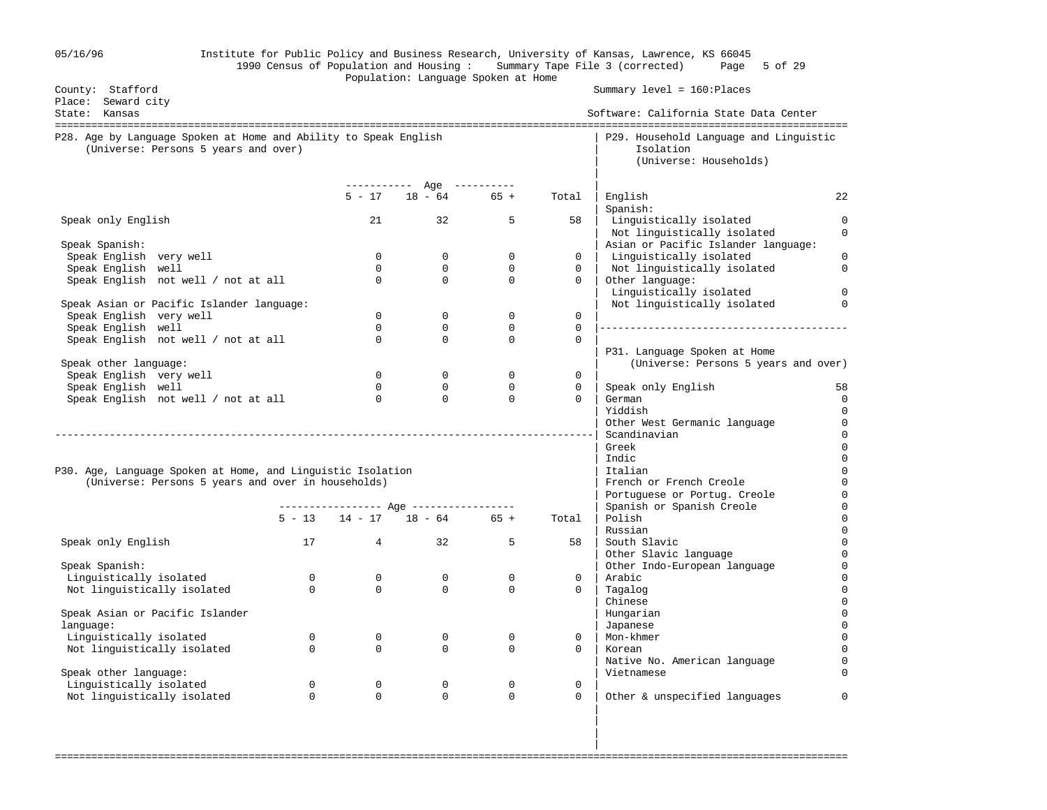Institute for Public Policy and Business Research, University of Kansas, Lawrence, KS 66045
1990 Census of Population and Housing : Summary Tape File 3 (corrected)
Population: Language Spoken at Home

County: Stafford
Place: Seward city
State: Kansas

Summary level = 160:Places
Software: California State Data Center

## P28. Age by Language Spoken at Home and Ability to Speak English
(Universe: Persons 5 years and over)

| | 5 - 17 | 18 - 64 | 65 + | Total |
|---|---|---|---|---|
| Speak only English | 21 | 32 | 5 | 58 |
| **Speak Spanish:** | | | | |
| Speak English very well | 0 | 0 | 0 | 0 |
| Speak English well | 0 | 0 | 0 | 0 |
| Speak English not well / not at all | 0 | 0 | 0 | 0 |
| **Speak Asian or Pacific Islander language:** | | | | |
| Speak English very well | 0 | 0 | 0 | 0 |
| Speak English well | 0 | 0 | 0 | 0 |
| Speak English not well / not at all | 0 | 0 | 0 | 0 |
| **Speak other language:** | | | | |
| Speak English very well | 0 | 0 | 0 | 0 |
| Speak English well | 0 | 0 | 0 | 0 |
| Speak English not well / not at all | 0 | 0 | 0 | 0 |

## P30. Age, Language Spoken at Home, and Linguistic Isolation
(Universe: Persons 5 years and over in households)

| | 5 - 13 | 14 - 17 | 18 - 64 | 65 + | Total |
|---|---|---|---|---|---|
| Speak only English | 17 | 4 | 32 | 5 | 58 |
| **Speak Spanish:** | | | | | |
| Linguistically isolated | 0 | 0 | 0 | 0 | 0 |
| Not linguistically isolated | 0 | 0 | 0 | 0 | 0 |
| **Speak Asian or Pacific Islander language:** | | | | | |
| Linguistically isolated | 0 | 0 | 0 | 0 | 0 |
| Not linguistically isolated | 0 | 0 | 0 | 0 | 0 |
| **Speak other language:** | | | | | |
| Linguistically isolated | 0 | 0 | 0 | 0 | 0 |
| Not linguistically isolated | 0 | 0 | 0 | 0 | 0 |

## P29. Household Language and Linguistic Isolation
(Universe: Households)

| | |
|---|---|
| English | 22 |
| **Spanish:** | |
| Linguistically isolated | 0 |
| Not linguistically isolated | 0 |
| **Asian or Pacific Islander language:** | |
| Linguistically isolated | 0 |
| Not linguistically isolated | 0 |
| **Other language:** | |
| Linguistically isolated | 0 |
| Not linguistically isolated | 0 |

## P31. Language Spoken at Home
(Universe: Persons 5 years and over)

| | |
|---|---|
| Speak only English | 58 |
| German | 0 |
| Yiddish | 0 |
| Other West Germanic language | 0 |
| Scandinavian | 0 |
| Greek | 0 |
| Indic | 0 |
| Italian | 0 |
| French or French Creole | 0 |
| Portuguese or Portug. Creole | 0 |
| Spanish or Spanish Creole | 0 |
| Polish | 0 |
| Russian | 0 |
| South Slavic | 0 |
| Other Slavic language | 0 |
| Other Indo-European language | 0 |
| Arabic | 0 |
| Tagalog | 0 |
| Chinese | 0 |
| Hungarian | 0 |
| Japanese | 0 |
| Mon-khmer | 0 |
| Korean | 0 |
| Native No. American language | 0 |
| Vietnamese | 0 |
| Other & unspecified languages | 0 |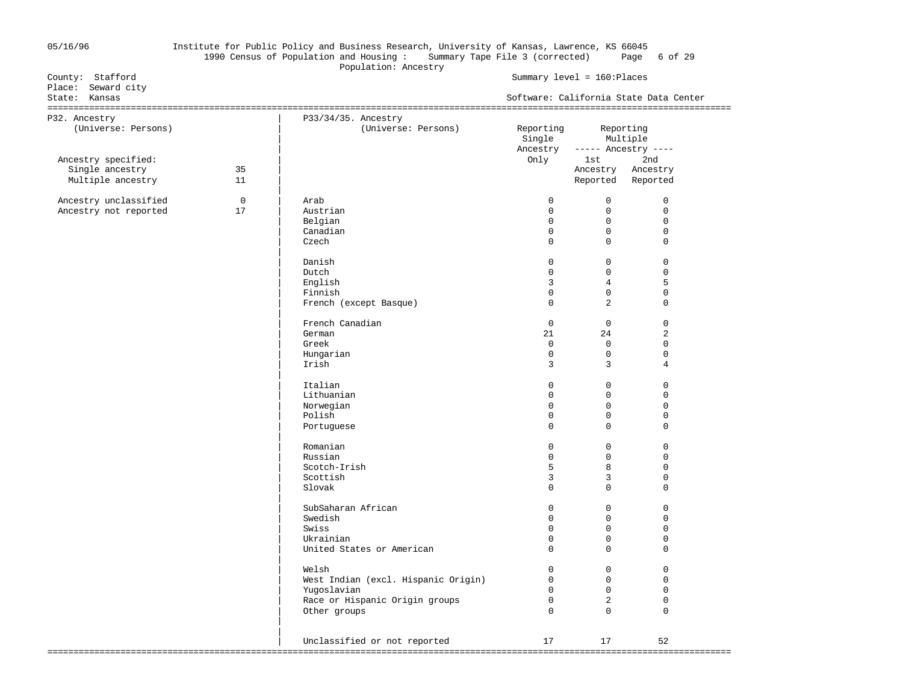Institute for Public Policy and Business Research, University of Kansas, Lawrence, KS 66045
1990 Census of Population and Housing : Summary Tape File 3 (corrected)
Population: Ancestry

County: Stafford
Place: Seward city
State: Kansas

Summary level = 160:Places
Software: California State Data Center

## P32. Ancestry
(Universe: Persons)

| | |
|---|---|
| Ancestry specified: | |
| Single ancestry | 35 |
| Multiple ancestry | 11 |
| Ancestry unclassified | 0 |
| Ancestry not reported | 17 |

## P33/34/35. Ancestry
(Universe: Persons)

| | Reporting Single Ancestry Only | Reporting Multiple Ancestry 1st Ancestry Reported | Reporting Multiple Ancestry 2nd Ancestry Reported |
|---|---|---|---|
| Arab | 0 | 0 | 0 |
| Austrian | 0 | 0 | 0 |
| Belgian | 0 | 0 | 0 |
| Canadian | 0 | 0 | 0 |
| Czech | 0 | 0 | 0 |
| Danish | 0 | 0 | 0 |
| Dutch | 0 | 0 | 0 |
| English | 3 | 4 | 5 |
| Finnish | 0 | 0 | 0 |
| French (except Basque) | 0 | 2 | 0 |
| French Canadian | 0 | 0 | 0 |
| German | 21 | 24 | 2 |
| Greek | 0 | 0 | 0 |
| Hungarian | 0 | 0 | 0 |
| Irish | 3 | 3 | 4 |
| Italian | 0 | 0 | 0 |
| Lithuanian | 0 | 0 | 0 |
| Norwegian | 0 | 0 | 0 |
| Polish | 0 | 0 | 0 |
| Portuguese | 0 | 0 | 0 |
| Romanian | 0 | 0 | 0 |
| Russian | 0 | 0 | 0 |
| Scotch-Irish | 5 | 8 | 0 |
| Scottish | 3 | 3 | 0 |
| Slovak | 0 | 0 | 0 |
| SubSaharan African | 0 | 0 | 0 |
| Swedish | 0 | 0 | 0 |
| Swiss | 0 | 0 | 0 |
| Ukrainian | 0 | 0 | 0 |
| United States or American | 0 | 0 | 0 |
| Welsh | 0 | 0 | 0 |
| West Indian (excl. Hispanic Origin) | 0 | 0 | 0 |
| Yugoslavian | 0 | 0 | 0 |
| Race or Hispanic Origin groups | 0 | 2 | 0 |
| Other groups | 0 | 0 | 0 |
| Unclassified or not reported | 17 | 17 | 52 |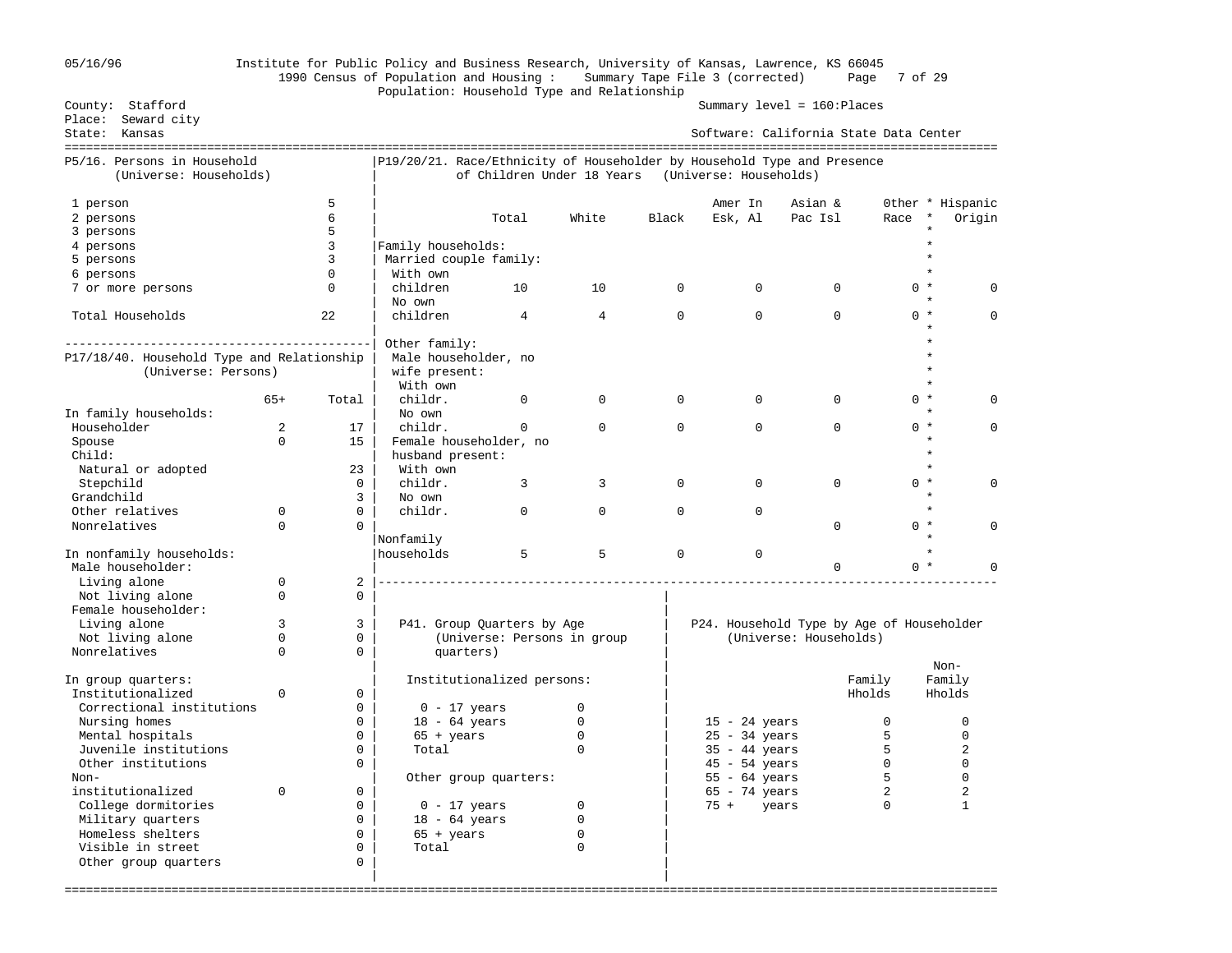Institute for Public Policy and Business Research, University of Kansas, Lawrence, KS 66045
1990 Census of Population and Housing : Summary Tape File 3 (corrected)
Population: Household Type and Relationship

County: Stafford
Place: Seward city
State: Kansas

Summary level = 160:Places
Software: California State Data Center

05/16/96

## P5/16. Persons in Household (Universe: Households)

| | |
|---|---|
| 1 person | 5 |
| 2 persons | 6 |
| 3 persons | 5 |
| 4 persons | 3 |
| 5 persons | 3 |
| 6 persons | 0 |
| 7 or more persons | 0 |
| Total Households | 22 |

## P17/18/40. Household Type and Relationship (Universe: Persons)

| | 65+ | Total |
|---|---|---|
| **In family households:** | | |
| Householder | 2 | 17 |
| Spouse | 0 | 15 |
| Child: | | |
| Natural or adopted | | 23 |
| Stepchild | | 0 |
| Grandchild | | 3 |
| Other relatives | 0 | 0 |
| Nonrelatives | 0 | 0 |
| **In nonfamily households:** | | |
| Male householder: | | |
| Living alone | 0 | 2 |
| Not living alone | 0 | 0 |
| Female householder: | | |
| Living alone | 3 | 3 |
| Not living alone | 0 | 0 |
| Nonrelatives | 0 | 0 |
| **In group quarters:** | | |
| Institutionalized | 0 | 0 |
| Correctional institutions | | 0 |
| Nursing homes | | 0 |
| Mental hospitals | | 0 |
| Juvenile institutions | | 0 |
| Other institutions | | 0 |
| Non-institutionalized | 0 | 0 |
| College dormitories | | 0 |
| Military quarters | | 0 |
| Homeless shelters | | 0 |
| Visible in street | | 0 |
| Other group quarters | | 0 |

## P19/20/21. Race/Ethnicity of Householder by Household Type and Presence of Children Under 18 Years (Universe: Households)

| | Total | White | Black | Amer In Esk, Al | Asian & Pac Isl | Other Race | Hispanic Origin |
|---|---|---|---|---|---|---|---|
| **Family households:** | | | | | | | |
| Married couple family: | | | | | | | |
| With own children | 10 | 10 | 0 | 0 | 0 | 0 | 0 |
| No own children | 4 | 4 | 0 | 0 | 0 | 0 | 0 |
| Other family: | | | | | | | |
| Male householder, no wife present: | | | | | | | |
| With own childr. | 0 | 0 | 0 | 0 | 0 | 0 | 0 |
| No own childr. | 0 | 0 | 0 | 0 | 0 | 0 | 0 |
| Female householder, no husband present: | | | | | | | |
| With own childr. | 3 | 3 | 0 | 0 | 0 | 0 | 0 |
| No own childr. | 0 | 0 | 0 | 0 | 0 | 0 | 0 |
| **Nonfamily households** | 5 | 5 | 0 | 0 | 0 | 0 | 0 |

## P41. Group Quarters by Age (Universe: Persons in group quarters)

| | |
|---|---|
| **Institutionalized persons:** | |
| 0 - 17 years | 0 |
| 18 - 64 years | 0 |
| 65 + years | 0 |
| Total | 0 |
| **Other group quarters:** | |
| 0 - 17 years | 0 |
| 18 - 64 years | 0 |
| 65 + years | 0 |
| Total | 0 |

## P24. Household Type by Age of Householder (Universe: Households)

| | Family Hholds | Non-Family Hholds |
|---|---|---|
| 15 - 24 years | 0 | 0 |
| 25 - 34 years | 5 | 0 |
| 35 - 44 years | 5 | 2 |
| 45 - 54 years | 0 | 0 |
| 55 - 64 years | 5 | 0 |
| 65 - 74 years | 2 | 2 |
| 75 + years | 0 | 1 |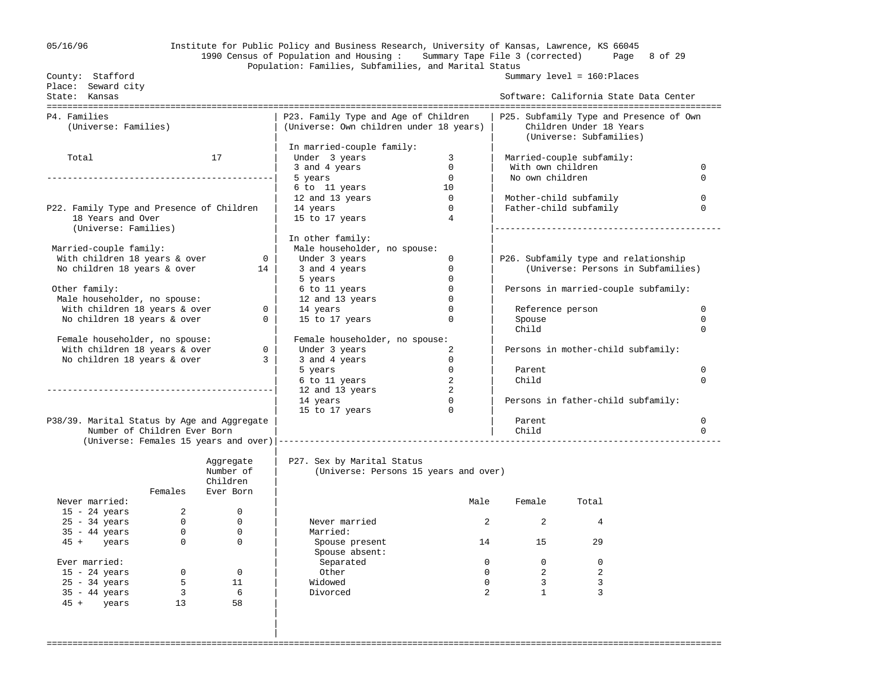05/16/96 Institute for Public Policy and Business Research, University of Kansas, Lawrence, KS 66045
1990 Census of Population and Housing : Summary Tape File 3 (corrected)
Population: Families, Subfamilies, and Marital Status

County: Stafford
Place: Seward city
State: Kansas

Summary level = 160:Places
Software: California State Data Center

## P4. Families
(Universe: Families)

| | |
|---|---|
| Total | 17 |

## P22. Family Type and Presence of Children 18 Years and Over
(Universe: Families)

| | |
|---|---|
| **Married-couple family:** | |
| With children 18 years & over | 0 |
| No children 18 years & over | 14 |
| **Other family:** | |
| Male householder, no spouse: | |
| With children 18 years & over | 0 |
| No children 18 years & over | 0 |
| Female householder, no spouse: | |
| With children 18 years & over | 0 |
| No children 18 years & over | 3 |

## P38/39. Marital Status by Age and Aggregate Number of Children Ever Born
(Universe: Females 15 years and over)

| | Females | Aggregate Number of Children Ever Born |
|---|---|---|
| **Never married:** | | |
| 15 - 24 years | 2 | 0 |
| 25 - 34 years | 0 | 0 |
| 35 - 44 years | 0 | 0 |
| 45 + years | 0 | 0 |
| **Ever married:** | | |
| 15 - 24 years | 0 | 0 |
| 25 - 34 years | 5 | 11 |
| 35 - 44 years | 3 | 6 |
| 45 + years | 13 | 58 |

## P23. Family Type and Age of Children
(Universe: Own children under 18 years)

| | |
|---|---|
| **In married-couple family:** | |
| Under 3 years | 3 |
| 3 and 4 years | 0 |
| 5 years | 0 |
| 6 to 11 years | 10 |
| 12 and 13 years | 0 |
| 14 years | 0 |
| 15 to 17 years | 4 |
| **In other family:** | |
| Male householder, no spouse: | |
| Under 3 years | 0 |
| 3 and 4 years | 0 |
| 5 years | 0 |
| 6 to 11 years | 0 |
| 12 and 13 years | 0 |
| 14 years | 0 |
| 15 to 17 years | 0 |
| Female householder, no spouse: | |
| Under 3 years | 2 |
| 3 and 4 years | 0 |
| 5 years | 0 |
| 6 to 11 years | 2 |
| 12 and 13 years | 2 |
| 14 years | 0 |
| 15 to 17 years | 0 |

## P25. Subfamily Type and Presence of Own Children Under 18 Years
(Universe: Subfamilies)

| | |
|---|---|
| **Married-couple subfamily:** | |
| With own children | 0 |
| No own children | 0 |
| Mother-child subfamily | 0 |
| Father-child subfamily | 0 |

## P26. Subfamily type and relationship
(Universe: Persons in Subfamilies)

| | |
|---|---|
| **Persons in married-couple subfamily:** | |
| Reference person | 0 |
| Spouse | 0 |
| Child | 0 |
| **Persons in mother-child subfamily:** | |
| Parent | 0 |
| Child | 0 |
| **Persons in father-child subfamily:** | |
| Parent | 0 |
| Child | 0 |

## P27. Sex by Marital Status
(Universe: Persons 15 years and over)

| | Male | Female | Total |
|---|---|---|---|
| Never married | 2 | 2 | 4 |
| Married: | | | |
| Spouse present | 14 | 15 | 29 |
| Spouse absent: | | | |
| Separated | 0 | 0 | 0 |
| Other | 0 | 2 | 2 |
| Widowed | 0 | 3 | 3 |
| Divorced | 2 | 1 | 3 |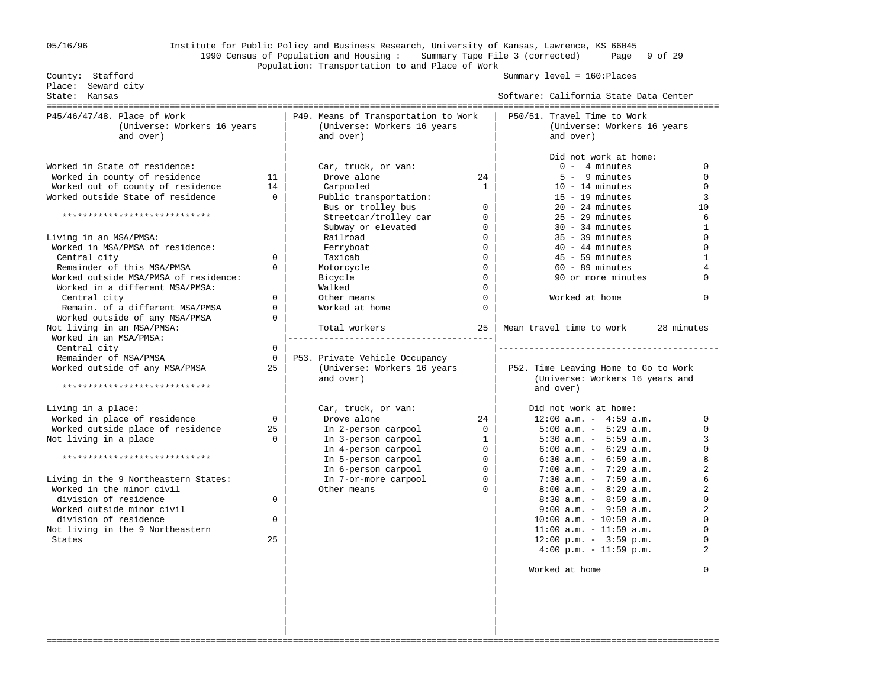05/16/96 Institute for Public Policy and Business Research, University of Kansas, Lawrence, KS 66045
1990 Census of Population and Housing : Summary Tape File 3 (corrected)
Population: Transportation to and Place of Work

County: Stafford
Place: Seward city
State: Kansas

Summary level = 160:Places
Software: California State Data Center

## P45/46/47/48. Place of Work (Universe: Workers 16 years and over)

| | |
|---|---|
| Worked in State of residence: | |
| Worked in county of residence | 11 |
| Worked out of county of residence | 14 |
| Worked outside State of residence | 0 |
| ***************************** | |
| Living in an MSA/PMSA: | |
| Worked in MSA/PMSA of residence: | |
| Central city | 0 |
| Remainder of this MSA/PMSA | 0 |
| Worked outside MSA/PMSA of residence: | |
| Worked in a different MSA/PMSA: | |
| Central city | 0 |
| Remain. of a different MSA/PMSA | 0 |
| Worked outside of any MSA/PMSA | 0 |
| Not living in an MSA/PMSA: | |
| Worked in an MSA/PMSA: | |
| Central city | 0 |
| Remainder of MSA/PMSA | 0 |
| Worked outside of any MSA/PMSA | 25 |
| ***************************** | |
| Living in a place: | |
| Worked in place of residence | 0 |
| Worked outside place of residence | 25 |
| Not living in a place | 0 |
| ***************************** | |
| Living in the 9 Northeastern States: | |
| Worked in the minor civil division of residence | 0 |
| Worked outside minor civil division of residence | 0 |
| Not living in the 9 Northeastern States | 25 |

## P49. Means of Transportation to Work (Universe: Workers 16 years and over)

| | |
|---|---|
| Car, truck, or van: | |
| Drove alone | 24 |
| Carpooled | 1 |
| Public transportation: | |
| Bus or trolley bus | 0 |
| Streetcar/trolley car | 0 |
| Subway or elevated | 0 |
| Railroad | 0 |
| Ferryboat | 0 |
| Taxicab | 0 |
| Motorcycle | 0 |
| Bicycle | 0 |
| Walked | 0 |
| Other means | 0 |
| Worked at home | 0 |
| Total workers | 25 |

## P53. Private Vehicle Occupancy (Universe: Workers 16 years and over)

| | |
|---|---|
| Car, truck, or van: | 24 |
| In 2-person carpool | 0 |
| In 3-person carpool | 1 |
| In 4-person carpool | 0 |
| In 5-person carpool | 0 |
| In 6-person carpool | 0 |
| In 7-or-more carpool | 0 |
| Other means | 0 |

## P50/51. Travel Time to Work (Universe: Workers 16 years and over)

| | |
|---|---|
| Did not work at home: | |
| 0 - 4 minutes | 0 |
| 5 - 9 minutes | 0 |
| 10 - 14 minutes | 0 |
| 15 - 19 minutes | 3 |
| 20 - 24 minutes | 10 |
| 25 - 29 minutes | 6 |
| 30 - 34 minutes | 1 |
| 35 - 39 minutes | 0 |
| 40 - 44 minutes | 0 |
| 45 - 59 minutes | 1 |
| 60 - 89 minutes | 4 |
| 90 or more minutes | 0 |
| Worked at home | 0 |
| Mean travel time to work | 28 minutes |

## P52. Time Leaving Home to Go to Work (Universe: Workers 16 years and over)

| | |
|---|---|
| Did not work at home: | |
| 12:00 a.m. - 4:59 a.m. | 0 |
| 5:00 a.m. - 5:29 a.m. | 0 |
| 5:30 a.m. - 5:59 a.m. | 3 |
| 6:00 a.m. - 6:29 a.m. | 0 |
| 6:30 a.m. - 6:59 a.m. | 8 |
| 7:00 a.m. - 7:29 a.m. | 2 |
| 7:30 a.m. - 7:59 a.m. | 6 |
| 8:00 a.m. - 8:29 a.m. | 2 |
| 8:30 a.m. - 8:59 a.m. | 0 |
| 9:00 a.m. - 9:59 a.m. | 2 |
| 10:00 a.m. - 10:59 a.m. | 0 |
| 11:00 a.m. - 11:59 a.m. | 0 |
| 12:00 p.m. - 3:59 p.m. | 0 |
| 4:00 p.m. - 11:59 p.m. | 2 |
| Worked at home | 0 |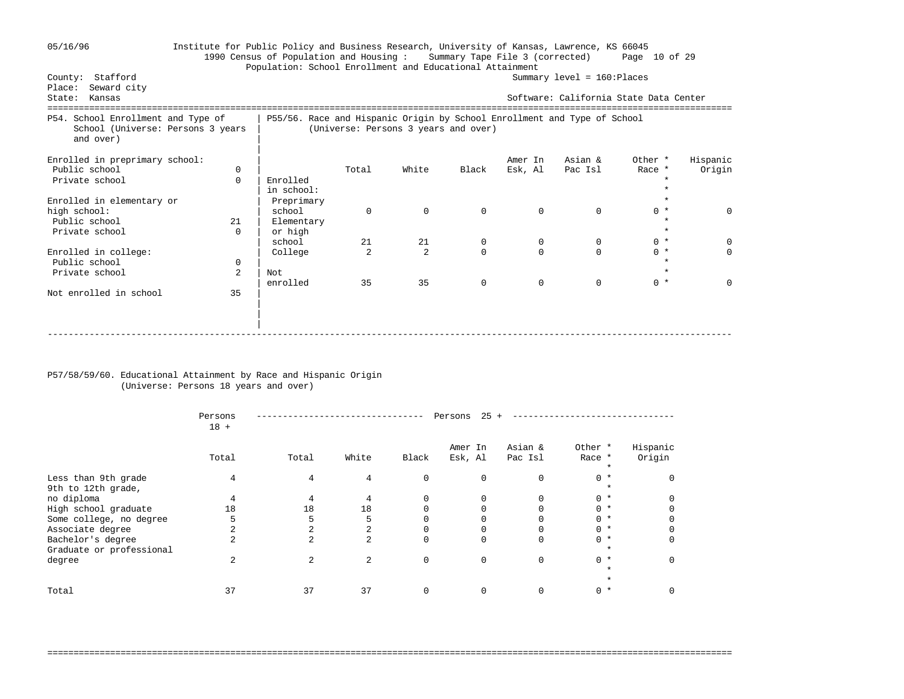Institute for Public Policy and Business Research, University of Kansas, Lawrence, KS 66045
1990 Census of Population and Housing : Summary Tape File 3 (corrected)
Population: School Enrollment and Educational Attainment

County: Stafford
Place: Seward city
State: Kansas

Summary level = 160:Places
Software: California State Data Center

## P54. School Enrollment and Type of School (Universe: Persons 3 years and over)

| | |
|---|---|
| **Enrolled in preprimary school:** | |
| Public school | 0 |
| Private school | 0 |
| **Enrolled in elementary or high school:** | |
| Public school | 21 |
| Private school | 0 |
| **Enrolled in college:** | |
| Public school | 0 |
| Private school | 2 |
| Not enrolled in school | 35 |

## P55/56. Race and Hispanic Origin by School Enrollment and Type of School (Universe: Persons 3 years and over)

| | Total | White | Black | Amer In Esk, Al | Asian & Pac Isl | Other * Race * | Hispanic Origin |
|---|---|---|---|---|---|---|---|
| Enrolled in school: | | | | | | | |
| Preprimary school | 0 | 0 | 0 | 0 | 0 | 0 * | 0 |
| Elementary or high school | 21 | 21 | 0 | 0 | 0 | 0 * | 0 |
| College | 2 | 2 | 0 | 0 | 0 | 0 * | 0 |
| Not enrolled | 35 | 35 | 0 | 0 | 0 | 0 * | 0 |

## P57/58/59/60. Educational Attainment by Race and Hispanic Origin (Universe: Persons 18 years and over)

| | Persons 18 + | Persons 25 + | | | | | | |
|---|---|---|---|---|---|---|---|---|
| | Total | Total | White | Black | Amer In Esk, Al | Asian & Pac Isl | Other * Race * | Hispanic Origin |
| Less than 9th grade | 4 | 4 | 4 | 0 | 0 | 0 | 0 * | 0 |
| 9th to 12th grade, no diploma | 4 | 4 | 4 | 0 | 0 | 0 | 0 * | 0 |
| High school graduate | 18 | 18 | 18 | 0 | 0 | 0 | 0 * | 0 |
| Some college, no degree | 5 | 5 | 5 | 0 | 0 | 0 | 0 * | 0 |
| Associate degree | 2 | 2 | 2 | 0 | 0 | 0 | 0 * | 0 |
| Bachelor's degree | 2 | 2 | 2 | 0 | 0 | 0 | 0 * | 0 |
| Graduate or professional degree | 2 | 2 | 2 | 0 | 0 | 0 | 0 * | 0 |
| Total | 37 | 37 | 37 | 0 | 0 | 0 | 0 * | 0 |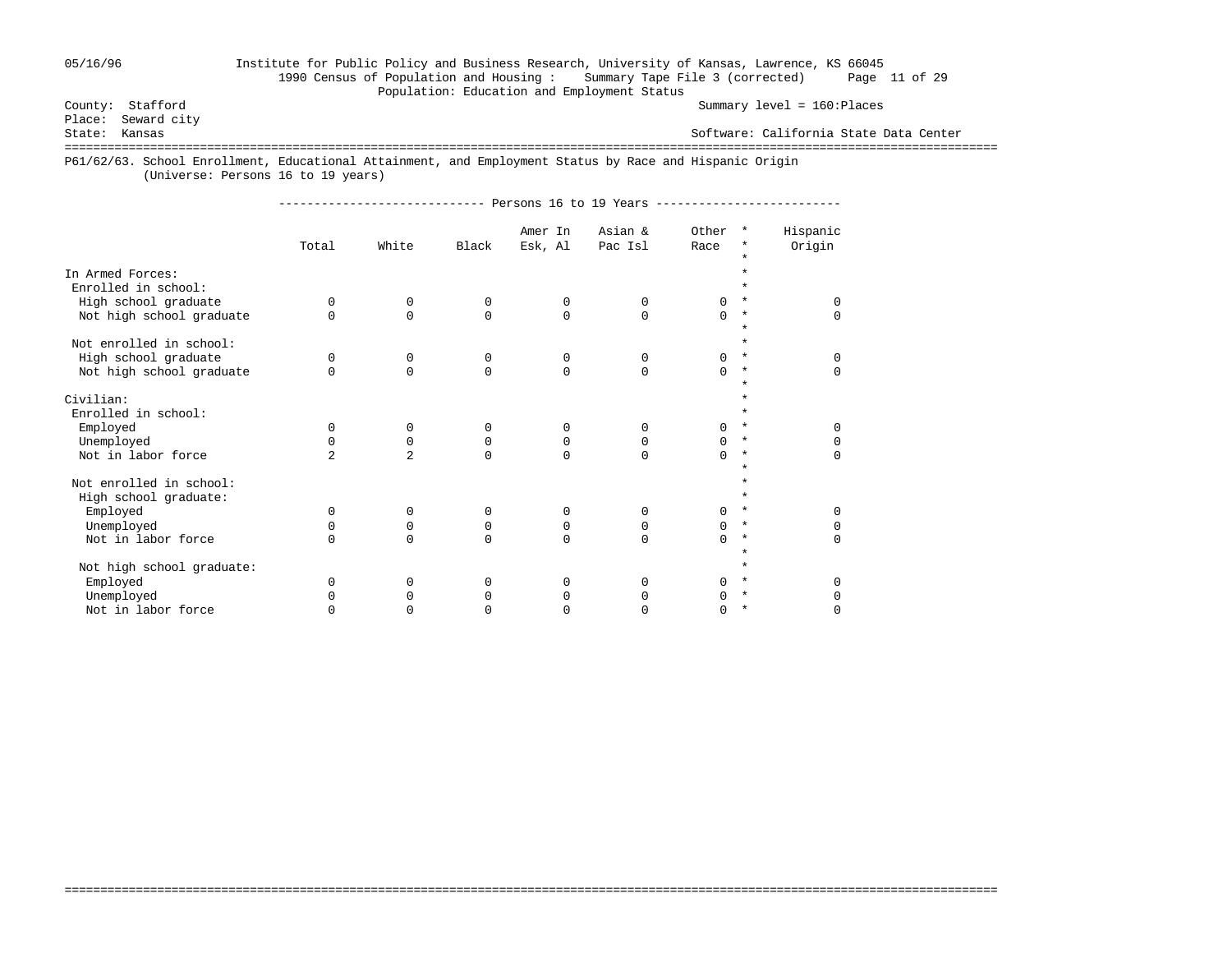County: Stafford
Place: Seward city
State: Kansas

Population: Education and Employment Status

Summary level = 160:Places

Software: California State Data Center

## P61/62/63. School Enrollment, Educational Attainment, and Employment Status by Race and Hispanic Origin

(Universe: Persons 16 to 19 years)

| | Persons 16 to 19 Years | | | | | | |
|---|---|---|---|---|---|---|---|
| | Total | White | Black | Amer In Esk, Al | Asian & Pac Isl | Other Race | Hispanic Origin |
| **In Armed Forces:** | | | | | | | |
| Enrolled in school: | | | | | | | |
| High school graduate | 0 | 0 | 0 | 0 | 0 | 0 | 0 |
| Not high school graduate | 0 | 0 | 0 | 0 | 0 | 0 | 0 |
| Not enrolled in school: | | | | | | | |
| High school graduate | 0 | 0 | 0 | 0 | 0 | 0 | 0 |
| Not high school graduate | 0 | 0 | 0 | 0 | 0 | 0 | 0 |
| **Civilian:** | | | | | | | |
| Enrolled in school: | | | | | | | |
| Employed | 0 | 0 | 0 | 0 | 0 | 0 | 0 |
| Unemployed | 0 | 0 | 0 | 0 | 0 | 0 | 0 |
| Not in labor force | 2 | 2 | 0 | 0 | 0 | 0 | 0 |
| Not enrolled in school: | | | | | | | |
| High school graduate: | | | | | | | |
| Employed | 0 | 0 | 0 | 0 | 0 | 0 | 0 |
| Unemployed | 0 | 0 | 0 | 0 | 0 | 0 | 0 |
| Not in labor force | 0 | 0 | 0 | 0 | 0 | 0 | 0 |
| Not high school graduate: | | | | | | | |
| Employed | 0 | 0 | 0 | 0 | 0 | 0 | 0 |
| Unemployed | 0 | 0 | 0 | 0 | 0 | 0 | 0 |
| Not in labor force | 0 | 0 | 0 | 0 | 0 | 0 | 0 |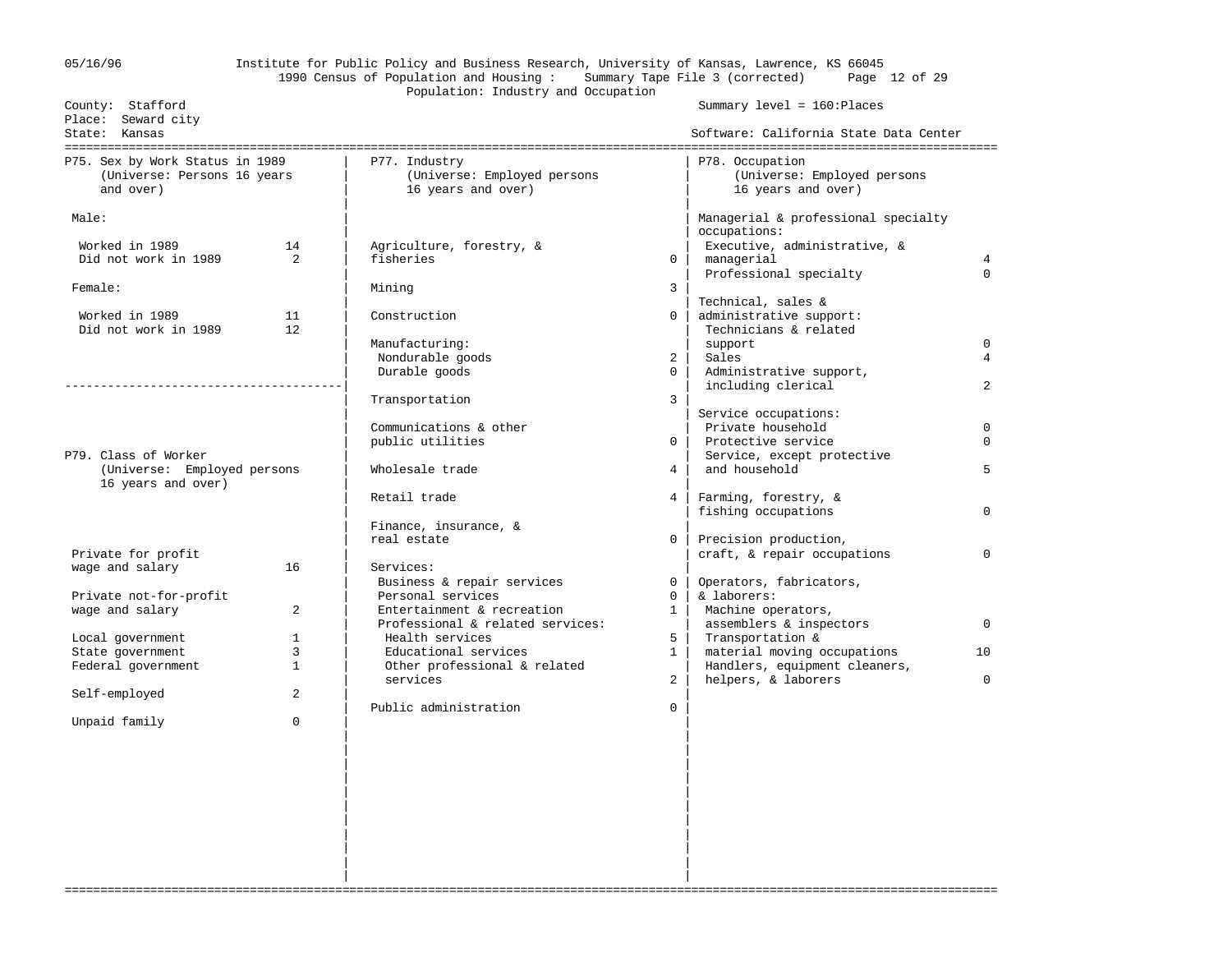Institute for Public Policy and Business Research, University of Kansas, Lawrence, KS 66045
1990 Census of Population and Housing : Summary Tape File 3 (corrected)
Population: Industry and Occupation

County: Stafford
Place: Seward city
State: Kansas

Summary level = 160:Places
Software: California State Data Center

## P75. Sex by Work Status in 1989
(Universe: Persons 16 years and over)

| | |
|---|---|
| **Male:** | |
| Worked in 1989 | 14 |
| Did not work in 1989 | 2 |
| **Female:** | |
| Worked in 1989 | 11 |
| Did not work in 1989 | 12 |

## P79. Class of Worker
(Universe: Employed persons 16 years and over)

| | |
|---|---|
| Private for profit wage and salary | 16 |
| Private not-for-profit wage and salary | 2 |
| Local government | 1 |
| State government | 3 |
| Federal government | 1 |
| Self-employed | 2 |
| Unpaid family | 0 |

## P77. Industry
(Universe: Employed persons 16 years and over)

| | |
|---|---|
| Agriculture, forestry, & fisheries | 0 |
| Mining | 3 |
| Construction | 0 |
| Manufacturing: | |
| Nondurable goods | 2 |
| Durable goods | 0 |
| Transportation | 3 |
| Communications & other public utilities | 0 |
| Wholesale trade | 4 |
| Retail trade | 4 |
| Finance, insurance, & real estate | 0 |
| Services: | |
| Business & repair services | 0 |
| Personal services | 0 |
| Entertainment & recreation | 1 |
| Professional & related services: | |
| Health services | 5 |
| Educational services | 1 |
| Other professional & related services | 2 |
| Public administration | 0 |

## P78. Occupation
(Universe: Employed persons 16 years and over)

| | |
|---|---|
| **Managerial & professional specialty occupations:** | |
| Executive, administrative, & managerial | 4 |
| Professional specialty | 0 |
| **Technical, sales & administrative support:** | |
| Technicians & related support | 0 |
| Sales | 4 |
| Administrative support, including clerical | 2 |
| **Service occupations:** | |
| Private household | 0 |
| Protective service | 0 |
| Service, except protective and household | 5 |
| **Farming, forestry, & fishing occupations** | 0 |
| **Precision production, craft, & repair occupations** | 0 |
| **Operators, fabricators, & laborers:** | |
| Machine operators, assemblers & inspectors | 0 |
| Transportation & material moving occupations | 10 |
| Handlers, equipment cleaners, helpers, & laborers | 0 |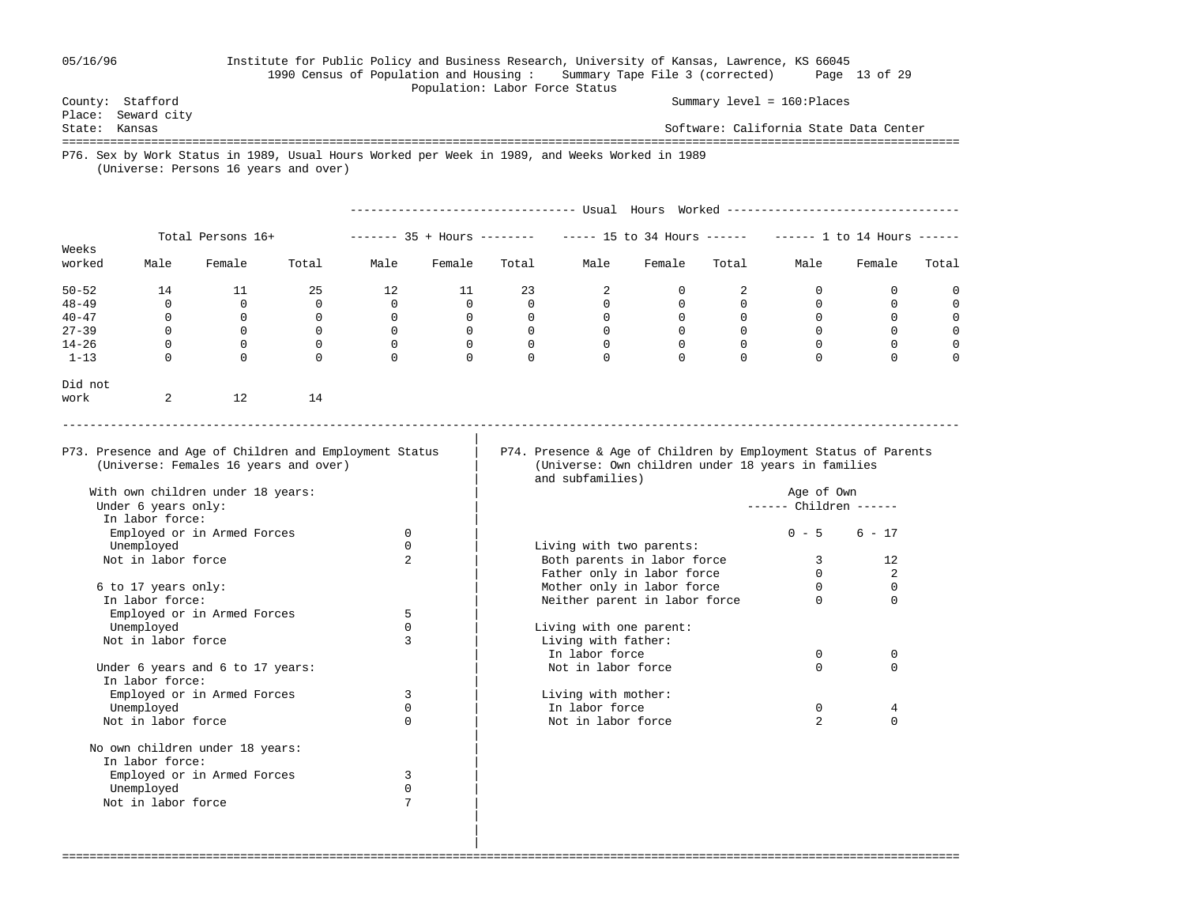Institute for Public Policy and Business Research, University of Kansas, Lawrence, KS 66045

1990 Census of Population and Housing : Summary Tape File 3 (corrected)

Population: Labor Force Status

County: Stafford
Place: Seward city
State: Kansas

Summary level = 160:Places

Software: California State Data Center

## P76. Sex by Work Status in 1989, Usual Hours Worked per Week in 1989, and Weeks Worked in 1989

(Universe: Persons 16 years and over)

| | Total Persons 16+ | | | Usual Hours Worked: 35 + Hours | | | Usual Hours Worked: 15 to 34 Hours | | | Usual Hours Worked: 1 to 14 Hours | | |
|---|---|---|---|---|---|---|---|---|---|---|---|---|
| Weeks worked | Male | Female | Total | Male | Female | Total | Male | Female | Total | Male | Female | Total |
| 50-52 | 14 | 11 | 25 | 12 | 11 | 23 | 2 | 0 | 2 | 0 | 0 | 0 |
| 48-49 | 0 | 0 | 0 | 0 | 0 | 0 | 0 | 0 | 0 | 0 | 0 | 0 |
| 40-47 | 0 | 0 | 0 | 0 | 0 | 0 | 0 | 0 | 0 | 0 | 0 | 0 |
| 27-39 | 0 | 0 | 0 | 0 | 0 | 0 | 0 | 0 | 0 | 0 | 0 | 0 |
| 14-26 | 0 | 0 | 0 | 0 | 0 | 0 | 0 | 0 | 0 | 0 | 0 | 0 |
| 1-13 | 0 | 0 | 0 | 0 | 0 | 0 | 0 | 0 | 0 | 0 | 0 | 0 |
| Did not work | 2 | 12 | 14 | | | | | | | | | |

## P73. Presence and Age of Children and Employment Status

(Universe: Females 16 years and over)

| | |
|---|---|
| **With own children under 18 years:** | |
| Under 6 years only: | |
| In labor force: | |
| Employed or in Armed Forces | 0 |
| Unemployed | 0 |
| Not in labor force | 2 |
| 6 to 17 years only: | |
| In labor force: | |
| Employed or in Armed Forces | 5 |
| Unemployed | 0 |
| Not in labor force | 3 |
| Under 6 years and 6 to 17 years: | |
| In labor force: | |
| Employed or in Armed Forces | 3 |
| Unemployed | 0 |
| Not in labor force | 0 |
| **No own children under 18 years:** | |
| In labor force: | |
| Employed or in Armed Forces | 3 |
| Unemployed | 0 |
| Not in labor force | 7 |

## P74. Presence & Age of Children by Employment Status of Parents

(Universe: Own children under 18 years in families and subfamilies)

| | Age of Own Children 0 - 5 | Age of Own Children 6 - 17 |
|---|---|---|
| **Living with two parents:** | | |
| Both parents in labor force | 3 | 12 |
| Father only in labor force | 0 | 2 |
| Mother only in labor force | 0 | 0 |
| Neither parent in labor force | 0 | 0 |
| **Living with one parent:** | | |
| Living with father: | | |
| In labor force | 0 | 0 |
| Not in labor force | 0 | 0 |
| Living with mother: | | |
| In labor force | 0 | 4 |
| Not in labor force | 2 | 0 |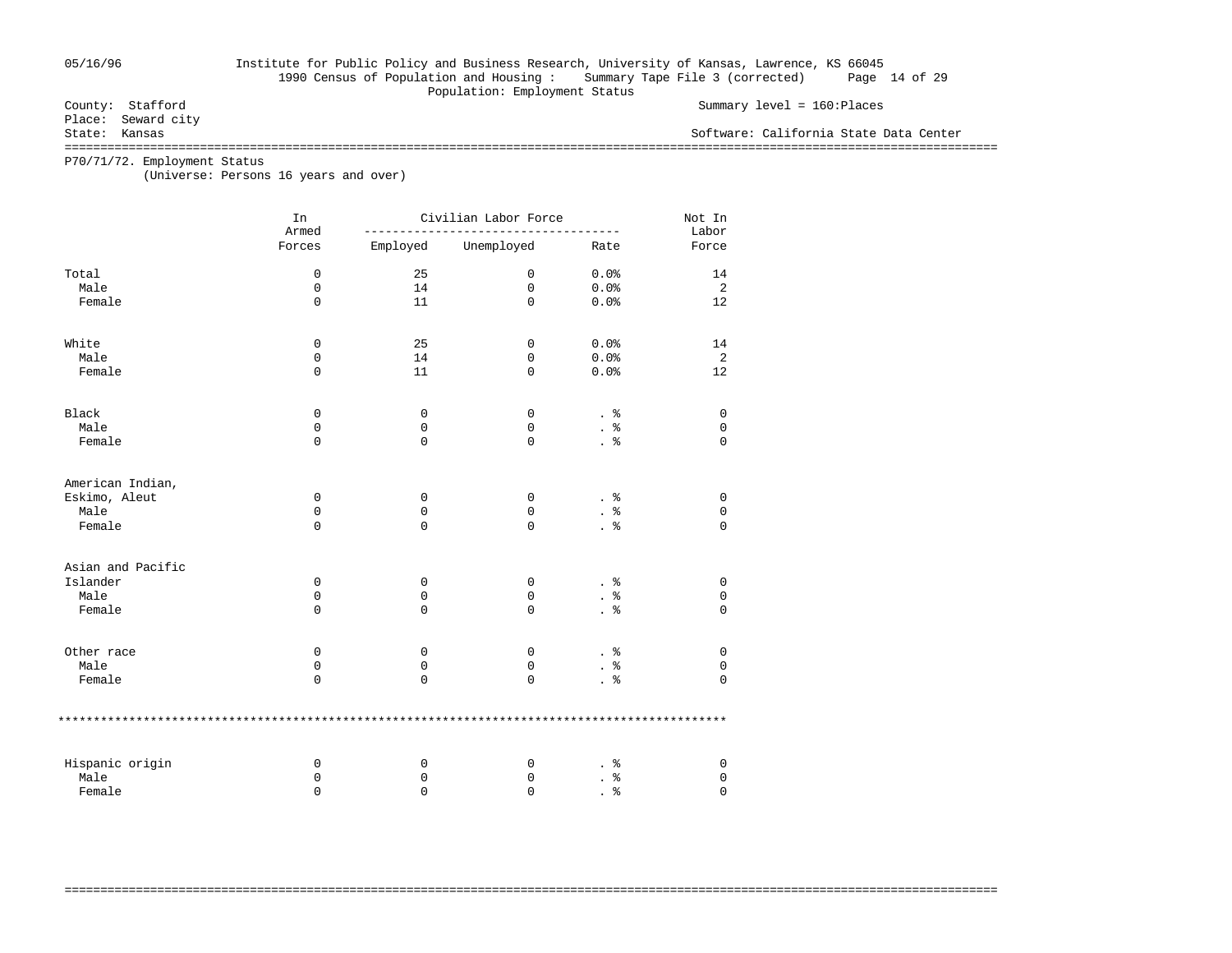05/16/96 Institute for Public Policy and Business Research, University of Kansas, Lawrence, KS 66045

1990 Census of Population and Housing : Summary Tape File 3 (corrected)

Population: Employment Status

County: Stafford
Place: Seward city
State: Kansas

Summary level = 160:Places

Software: California State Data Center

P70/71/72. Employment Status
(Universe: Persons 16 years and over)

| | In Armed Forces | Civilian Labor Force | | | Not In Labor Force |
|---|---|---|---|---|---|
| | | Employed | Unemployed | Rate | |
| Total | 0 | 25 | 0 | 0.0% | 14 |
| Male | 0 | 14 | 0 | 0.0% | 2 |
| Female | 0 | 11 | 0 | 0.0% | 12 |
| White | 0 | 25 | 0 | 0.0% | 14 |
| Male | 0 | 14 | 0 | 0.0% | 2 |
| Female | 0 | 11 | 0 | 0.0% | 12 |
| Black | 0 | 0 | 0 | . % | 0 |
| Male | 0 | 0 | 0 | . % | 0 |
| Female | 0 | 0 | 0 | . % | 0 |
| American Indian, Eskimo, Aleut | 0 | 0 | 0 | . % | 0 |
| Male | 0 | 0 | 0 | . % | 0 |
| Female | 0 | 0 | 0 | . % | 0 |
| Asian and Pacific Islander | 0 | 0 | 0 | . % | 0 |
| Male | 0 | 0 | 0 | . % | 0 |
| Female | 0 | 0 | 0 | . % | 0 |
| Other race | 0 | 0 | 0 | . % | 0 |
| Male | 0 | 0 | 0 | . % | 0 |
| Female | 0 | 0 | 0 | . % | 0 |
| Hispanic origin | 0 | 0 | 0 | . % | 0 |
| Male | 0 | 0 | 0 | . % | 0 |
| Female | 0 | 0 | 0 | . % | 0 |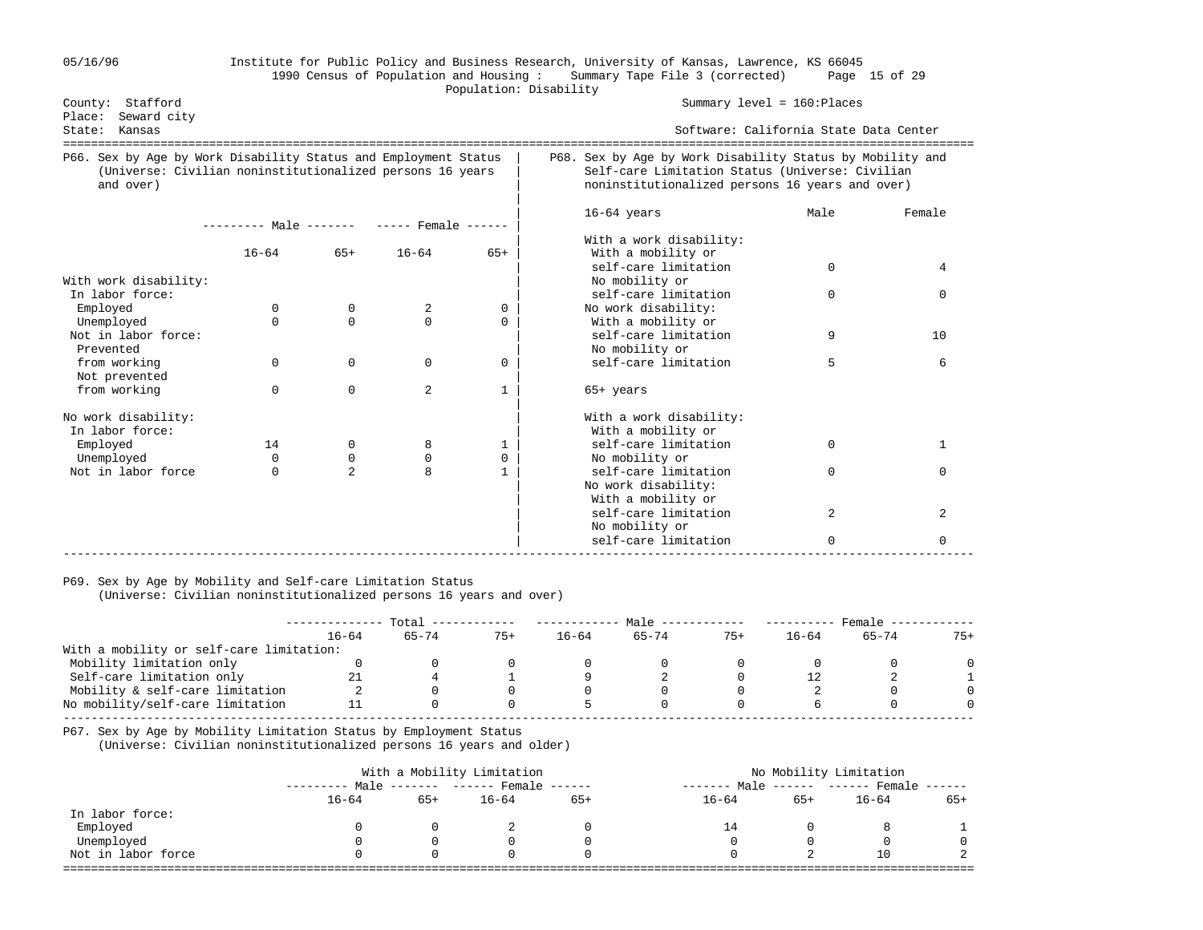Institute for Public Policy and Business Research, University of Kansas, Lawrence, KS 66045
1990 Census of Population and Housing : Summary Tape File 3 (corrected)
Population: Disability

County: Stafford
Place: Seward city
State: Kansas

Summary level = 160:Places
Software: California State Data Center

## P66. Sex by Age by Work Disability Status and Employment Status (Universe: Civilian noninstitutionalized persons 16 years and over)

| | Male 16-64 | Male 65+ | Female 16-64 | Female 65+ |
|---|---|---|---|---|
| **With work disability:** | | | | |
| In labor force: | | | | |
| Employed | 0 | 0 | 2 | 0 |
| Unemployed | 0 | 0 | 0 | 0 |
| Not in labor force: | | | | |
| Prevented from working | 0 | 0 | 0 | 0 |
| Not prevented from working | 0 | 0 | 2 | 1 |
| **No work disability:** | | | | |
| In labor force: | | | | |
| Employed | 14 | 0 | 8 | 1 |
| Unemployed | 0 | 0 | 0 | 0 |
| Not in labor force | 0 | 2 | 8 | 1 |

## P68. Sex by Age by Work Disability Status by Mobility and Self-care Limitation Status (Universe: Civilian noninstitutionalized persons 16 years and over)

| | Male | Female |
|---|---|---|
| **16-64 years** | | |
| With a work disability: | | |
| With a mobility or self-care limitation | 0 | 4 |
| No mobility or self-care limitation | 0 | 0 |
| No work disability: | | |
| With a mobility or self-care limitation | 9 | 10 |
| No mobility or self-care limitation | 5 | 6 |
| **65+ years** | | |
| With a work disability: | | |
| With a mobility or self-care limitation | 0 | 1 |
| No mobility or self-care limitation | 0 | 0 |
| No work disability: | | |
| With a mobility or self-care limitation | 2 | 2 |
| No mobility or self-care limitation | 0 | 0 |

## P69. Sex by Age by Mobility and Self-care Limitation Status (Universe: Civilian noninstitutionalized persons 16 years and over)

| | Total | | | Male | | | Female | | |
|---|---|---|---|---|---|---|---|---|---|
| | 16-64 | 65-74 | 75+ | 16-64 | 65-74 | 75+ | 16-64 | 65-74 | 75+ |
| With a mobility or self-care limitation: | | | | | | | | | |
| Mobility limitation only | 0 | 0 | 0 | 0 | 0 | 0 | 0 | 0 | 0 |
| Self-care limitation only | 21 | 4 | 1 | 9 | 2 | 0 | 12 | 2 | 1 |
| Mobility & self-care limitation | 2 | 0 | 0 | 0 | 0 | 0 | 2 | 0 | 0 |
| No mobility/self-care limitation | 11 | 0 | 0 | 5 | 0 | 0 | 6 | 0 | 0 |

## P67. Sex by Age by Mobility Limitation Status by Employment Status (Universe: Civilian noninstitutionalized persons 16 years and older)

| | With a Mobility Limitation | | | | No Mobility Limitation | | | |
|---|---|---|---|---|---|---|---|---|
| | Male | | Female | | Male | | Female | |
| | 16-64 | 65+ | 16-64 | 65+ | 16-64 | 65+ | 16-64 | 65+ |
| In labor force: | | | | | | | | |
| Employed | 0 | 0 | 2 | 0 | 14 | 0 | 8 | 1 |
| Unemployed | 0 | 0 | 0 | 0 | 0 | 0 | 0 | 0 |
| Not in labor force | 0 | 0 | 0 | 0 | 0 | 2 | 10 | 2 |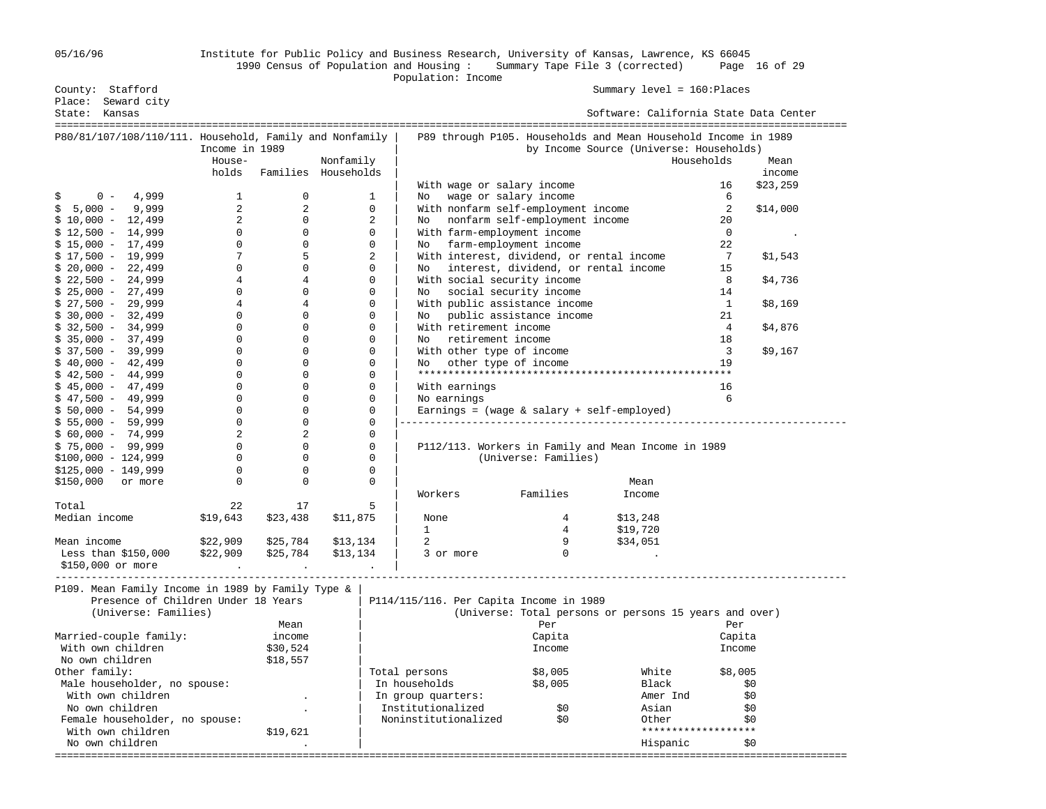05/16/96 Institute for Public Policy and Business Research, University of Kansas, Lawrence, KS 66045

1990 Census of Population and Housing : Summary Tape File 3 (corrected)

Population: Income

County: Stafford
Place: Seward city
State: Kansas

Summary level = 160:Places

Software: California State Data Center

## P80/81/107/108/110/111. Household, Family and Nonfamily Income in 1989

| | House-holds | Families | Nonfamily Households |
|---|---|---|---|
| $ 0 - 4,999 | 1 | 0 | 1 |
| $ 5,000 - 9,999 | 2 | 2 | 0 |
| $ 10,000 - 12,499 | 2 | 0 | 2 |
| $ 12,500 - 14,999 | 0 | 0 | 0 |
| $ 15,000 - 17,499 | 0 | 0 | 0 |
| $ 17,500 - 19,999 | 7 | 5 | 2 |
| $ 20,000 - 22,499 | 0 | 0 | 0 |
| $ 22,500 - 24,999 | 4 | 4 | 0 |
| $ 25,000 - 27,499 | 0 | 0 | 0 |
| $ 27,500 - 29,999 | 4 | 4 | 0 |
| $ 30,000 - 32,499 | 0 | 0 | 0 |
| $ 32,500 - 34,999 | 0 | 0 | 0 |
| $ 35,000 - 37,499 | 0 | 0 | 0 |
| $ 37,500 - 39,999 | 0 | 0 | 0 |
| $ 40,000 - 42,499 | 0 | 0 | 0 |
| $ 42,500 - 44,999 | 0 | 0 | 0 |
| $ 45,000 - 47,499 | 0 | 0 | 0 |
| $ 47,500 - 49,999 | 0 | 0 | 0 |
| $ 50,000 - 54,999 | 0 | 0 | 0 |
| $ 55,000 - 59,999 | 0 | 0 | 0 |
| $ 60,000 - 74,999 | 2 | 2 | 0 |
| $ 75,000 - 99,999 | 0 | 0 | 0 |
| $100,000 - 124,999 | 0 | 0 | 0 |
| $125,000 - 149,999 | 0 | 0 | 0 |
| $150,000 or more | 0 | 0 | 0 |
| Total | 22 | 17 | 5 |
| Median income | $19,643 | $23,438 | $11,875 |
| Mean income | $22,909 | $25,784 | $13,134 |
| Less than $150,000 | $22,909 | $25,784 | $13,134 |
| $150,000 or more | . | . | . |

## P89 through P105. Households and Mean Household Income in 1989 by Income Source (Universe: Households)

| | Households | Mean income |
|---|---|---|
| With wage or salary income | 16 | $23,259 |
| No wage or salary income | 6 | |
| With nonfarm self-employment income | 2 | $14,000 |
| No nonfarm self-employment income | 20 | |
| With farm-employment income | 0 | . |
| No farm-employment income | 22 | |
| With interest, dividend, or rental income | 7 | $1,543 |
| No interest, dividend, or rental income | 15 | |
| With social security income | 8 | $4,736 |
| No social security income | 14 | |
| With public assistance income | 1 | $8,169 |
| No public assistance income | 21 | |
| With retirement income | 4 | $4,876 |
| No retirement income | 18 | |
| With other type of income | 3 | $9,167 |
| No other type of income | 19 | |
| With earnings | 16 | |
| No earnings | 6 | |

Earnings = (wage & salary + self-employed)

## P112/113. Workers in Family and Mean Income in 1989 (Universe: Families)

| Workers | Families | Mean Income |
|---|---|---|
| None | 4 | $13,248 |
| 1 | 4 | $19,720 |
| 2 | 9 | $34,051 |
| 3 or more | 0 | . |

## P109. Mean Family Income in 1989 by Family Type & Presence of Children Under 18 Years (Universe: Families)

| | Mean income |
|---|---|
| Married-couple family: | |
| With own children | $30,524 |
| No own children | $18,557 |
| Other family: | |
| Male householder, no spouse: | |
| With own children | . |
| No own children | . |
| Female householder, no spouse: | |
| With own children | $19,621 |
| No own children | . |

## P114/115/116. Per Capita Income in 1989 (Universe: Total persons or persons 15 years and over)

| | Per Capita Income |
|---|---|
| Total persons | $8,005 |
| In households | $8,005 |
| In group quarters: | |
| Institutionalized | $0 |
| Noninstitutionalized | $0 |

| | Per Capita Income |
|---|---|
| White | $8,005 |
| Black | $0 |
| Amer Ind | $0 |
| Asian | $0 |
| Other | $0 |
| Hispanic | $0 |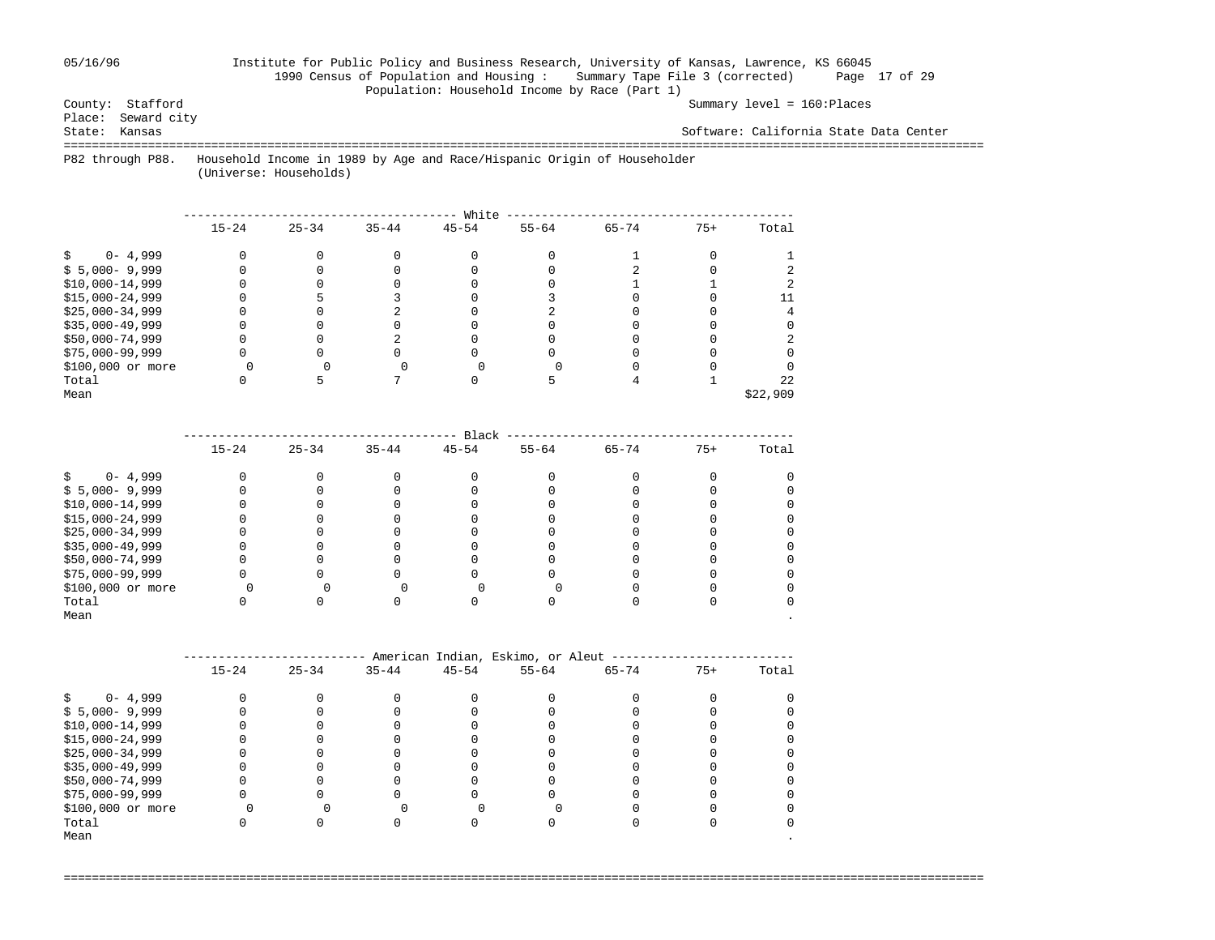Institute for Public Policy and Business Research, University of Kansas, Lawrence, KS 66045
1990 Census of Population and Housing : Summary Tape File 3 (corrected)
Population: Household Income by Race (Part 1)

County: Stafford — Summary level = 160:Places
Place: Seward city
State: Kansas — Software: California State Data Center

P82 through P88. Household Income in 1989 by Age and Race/Hispanic Origin of Householder (Universe: Households)

| White | 15-24 | 25-34 | 35-44 | 45-54 | 55-64 | 65-74 | 75+ | Total |
|---|---|---|---|---|---|---|---|---|
| $ 0- 4,999 | 0 | 0 | 0 | 0 | 0 | 1 | 0 | 1 |
| $ 5,000- 9,999 | 0 | 0 | 0 | 0 | 0 | 2 | 0 | 2 |
| $10,000-14,999 | 0 | 0 | 0 | 0 | 0 | 1 | 1 | 2 |
| $15,000-24,999 | 0 | 5 | 3 | 0 | 3 | 0 | 0 | 11 |
| $25,000-34,999 | 0 | 0 | 2 | 0 | 2 | 0 | 0 | 4 |
| $35,000-49,999 | 0 | 0 | 0 | 0 | 0 | 0 | 0 | 0 |
| $50,000-74,999 | 0 | 0 | 2 | 0 | 0 | 0 | 0 | 2 |
| $75,000-99,999 | 0 | 0 | 0 | 0 | 0 | 0 | 0 | 0 |
| $100,000 or more | 0 | 0 | 0 | 0 | 0 | 0 | 0 | 0 |
| Total | 0 | 5 | 7 | 0 | 5 | 4 | 1 | 22 |
| Mean | | | | | | | | $22,909 |

| Black | 15-24 | 25-34 | 35-44 | 45-54 | 55-64 | 65-74 | 75+ | Total |
|---|---|---|---|---|---|---|---|---|
| $ 0- 4,999 | 0 | 0 | 0 | 0 | 0 | 0 | 0 | 0 |
| $ 5,000- 9,999 | 0 | 0 | 0 | 0 | 0 | 0 | 0 | 0 |
| $10,000-14,999 | 0 | 0 | 0 | 0 | 0 | 0 | 0 | 0 |
| $15,000-24,999 | 0 | 0 | 0 | 0 | 0 | 0 | 0 | 0 |
| $25,000-34,999 | 0 | 0 | 0 | 0 | 0 | 0 | 0 | 0 |
| $35,000-49,999 | 0 | 0 | 0 | 0 | 0 | 0 | 0 | 0 |
| $50,000-74,999 | 0 | 0 | 0 | 0 | 0 | 0 | 0 | 0 |
| $75,000-99,999 | 0 | 0 | 0 | 0 | 0 | 0 | 0 | 0 |
| $100,000 or more | 0 | 0 | 0 | 0 | 0 | 0 | 0 | 0 |
| Total | 0 | 0 | 0 | 0 | 0 | 0 | 0 | 0 |
| Mean | | | | | | | | . |

| American Indian, Eskimo, or Aleut | 15-24 | 25-34 | 35-44 | 45-54 | 55-64 | 65-74 | 75+ | Total |
|---|---|---|---|---|---|---|---|---|
| $ 0- 4,999 | 0 | 0 | 0 | 0 | 0 | 0 | 0 | 0 |
| $ 5,000- 9,999 | 0 | 0 | 0 | 0 | 0 | 0 | 0 | 0 |
| $10,000-14,999 | 0 | 0 | 0 | 0 | 0 | 0 | 0 | 0 |
| $15,000-24,999 | 0 | 0 | 0 | 0 | 0 | 0 | 0 | 0 |
| $25,000-34,999 | 0 | 0 | 0 | 0 | 0 | 0 | 0 | 0 |
| $35,000-49,999 | 0 | 0 | 0 | 0 | 0 | 0 | 0 | 0 |
| $50,000-74,999 | 0 | 0 | 0 | 0 | 0 | 0 | 0 | 0 |
| $75,000-99,999 | 0 | 0 | 0 | 0 | 0 | 0 | 0 | 0 |
| $100,000 or more | 0 | 0 | 0 | 0 | 0 | 0 | 0 | 0 |
| Total | 0 | 0 | 0 | 0 | 0 | 0 | 0 | 0 |
| Mean | | | | | | | | . |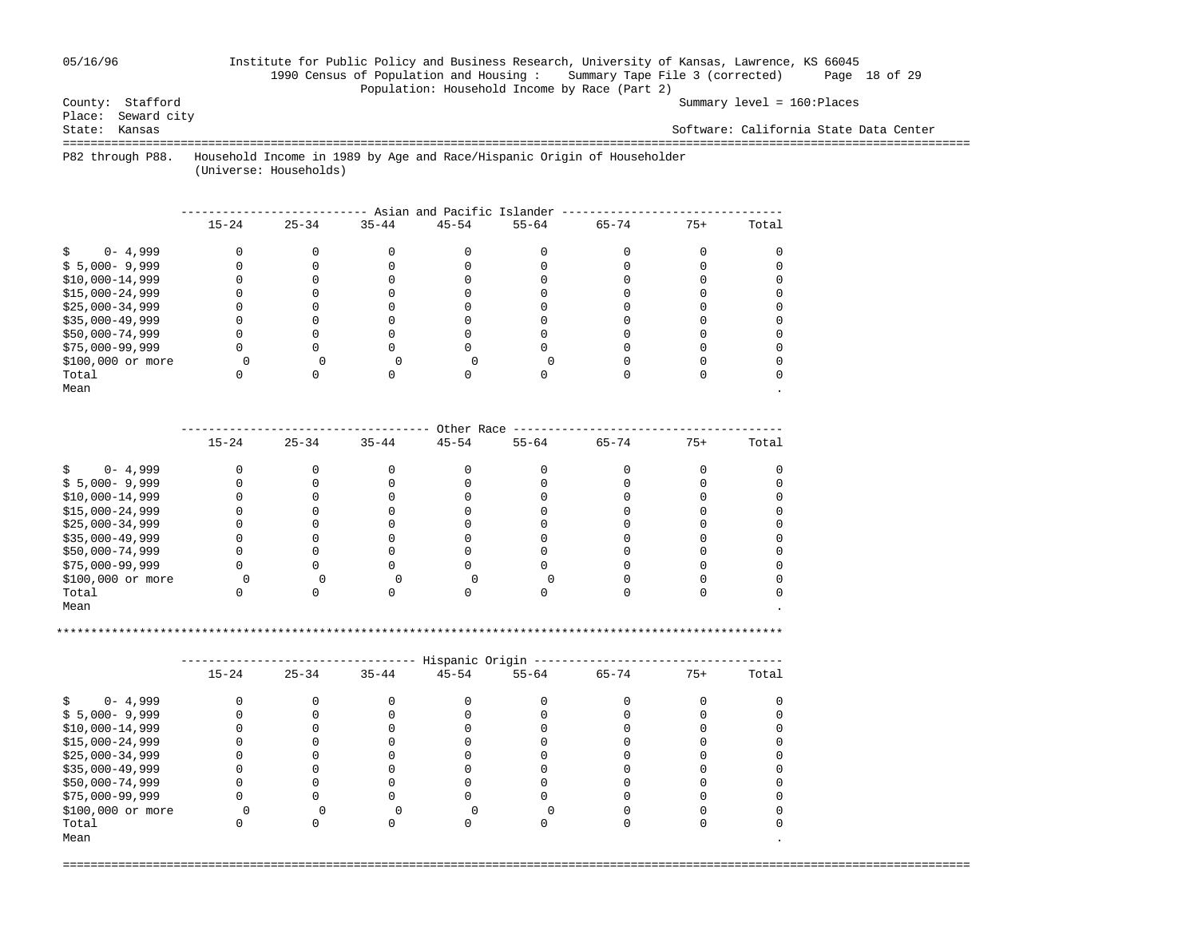County: Stafford
Place: Seward city
State: Kansas

Summary level = 160:Places

Software: California State Data Center

1990 Census of Population and Housing : Summary Tape File 3 (corrected)

Population: Household Income by Race (Part 2)

P82 through P88. Household Income in 1989 by Age and Race/Hispanic Origin of Householder
(Universe: Households)

**Asian and Pacific Islander**

| | 15-24 | 25-34 | 35-44 | 45-54 | 55-64 | 65-74 | 75+ | Total |
|---|---|---|---|---|---|---|---|---|
| $ 0- 4,999 | 0 | 0 | 0 | 0 | 0 | 0 | 0 | 0 |
| $ 5,000- 9,999 | 0 | 0 | 0 | 0 | 0 | 0 | 0 | 0 |
| $10,000-14,999 | 0 | 0 | 0 | 0 | 0 | 0 | 0 | 0 |
| $15,000-24,999 | 0 | 0 | 0 | 0 | 0 | 0 | 0 | 0 |
| $25,000-34,999 | 0 | 0 | 0 | 0 | 0 | 0 | 0 | 0 |
| $35,000-49,999 | 0 | 0 | 0 | 0 | 0 | 0 | 0 | 0 |
| $50,000-74,999 | 0 | 0 | 0 | 0 | 0 | 0 | 0 | 0 |
| $75,000-99,999 | 0 | 0 | 0 | 0 | 0 | 0 | 0 | 0 |
| $100,000 or more | 0 | 0 | 0 | 0 | 0 | 0 | 0 | 0 |
| Total | 0 | 0 | 0 | 0 | 0 | 0 | 0 | 0 |
| Mean | | | | | | | | . |

**Other Race**

| | 15-24 | 25-34 | 35-44 | 45-54 | 55-64 | 65-74 | 75+ | Total |
|---|---|---|---|---|---|---|---|---|
| $ 0- 4,999 | 0 | 0 | 0 | 0 | 0 | 0 | 0 | 0 |
| $ 5,000- 9,999 | 0 | 0 | 0 | 0 | 0 | 0 | 0 | 0 |
| $10,000-14,999 | 0 | 0 | 0 | 0 | 0 | 0 | 0 | 0 |
| $15,000-24,999 | 0 | 0 | 0 | 0 | 0 | 0 | 0 | 0 |
| $25,000-34,999 | 0 | 0 | 0 | 0 | 0 | 0 | 0 | 0 |
| $35,000-49,999 | 0 | 0 | 0 | 0 | 0 | 0 | 0 | 0 |
| $50,000-74,999 | 0 | 0 | 0 | 0 | 0 | 0 | 0 | 0 |
| $75,000-99,999 | 0 | 0 | 0 | 0 | 0 | 0 | 0 | 0 |
| $100,000 or more | 0 | 0 | 0 | 0 | 0 | 0 | 0 | 0 |
| Total | 0 | 0 | 0 | 0 | 0 | 0 | 0 | 0 |
| Mean | | | | | | | | . |

**Hispanic Origin**

| | 15-24 | 25-34 | 35-44 | 45-54 | 55-64 | 65-74 | 75+ | Total |
|---|---|---|---|---|---|---|---|---|
| $ 0- 4,999 | 0 | 0 | 0 | 0 | 0 | 0 | 0 | 0 |
| $ 5,000- 9,999 | 0 | 0 | 0 | 0 | 0 | 0 | 0 | 0 |
| $10,000-14,999 | 0 | 0 | 0 | 0 | 0 | 0 | 0 | 0 |
| $15,000-24,999 | 0 | 0 | 0 | 0 | 0 | 0 | 0 | 0 |
| $25,000-34,999 | 0 | 0 | 0 | 0 | 0 | 0 | 0 | 0 |
| $35,000-49,999 | 0 | 0 | 0 | 0 | 0 | 0 | 0 | 0 |
| $50,000-74,999 | 0 | 0 | 0 | 0 | 0 | 0 | 0 | 0 |
| $75,000-99,999 | 0 | 0 | 0 | 0 | 0 | 0 | 0 | 0 |
| $100,000 or more | 0 | 0 | 0 | 0 | 0 | 0 | 0 | 0 |
| Total | 0 | 0 | 0 | 0 | 0 | 0 | 0 | 0 |
| Mean | | | | | | | | . |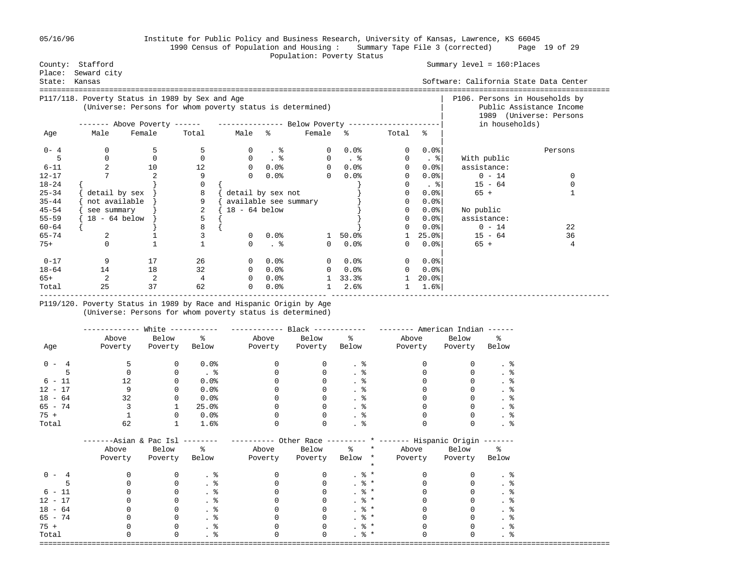Institute for Public Policy and Business Research, University of Kansas, Lawrence, KS 66045
1990 Census of Population and Housing : Summary Tape File 3 (corrected)
Population: Poverty Status

County: Stafford — Summary level = 160:Places
Place: Seward city
State: Kansas — Software: California State Data Center

05/16/96

## P117/118. Poverty Status in 1989 by Sex and Age
(Universe: Persons for whom poverty status is determined)

| Age | Above Poverty Male | Above Poverty Female | Above Poverty Total | Below Poverty Male | % | Below Poverty Female | % | Below Poverty Total | % |
|---|---|---|---|---|---|---|---|---|---|
| 0- 4 | 0 | 5 | 5 | 0 | . % | 0 | 0.0% | 0 | 0.0% |
| 5 | 0 | 0 | 0 | 0 | . % | 0 | . % | 0 | . % |
| 6-11 | 2 | 10 | 12 | 0 | 0.0% | 0 | 0.0% | 0 | 0.0% |
| 12-17 | 7 | 2 | 9 | 0 | 0.0% | 0 | 0.0% | 0 | 0.0% |
| 18-24 | { detail by sex not available see summary 18 - 64 below } | | 0 | { detail by sex not available see summary 18 - 64 below } | | | | 0 | . % |
| 25-34 | | | 8 | | | | | 0 | 0.0% |
| 35-44 | | | 9 | | | | | 0 | 0.0% |
| 45-54 | | | 2 | | | | | 0 | 0.0% |
| 55-59 | | | 5 | | | | | 0 | 0.0% |
| 60-64 | | | 8 | | | | | 0 | 0.0% |
| 65-74 | 2 | 1 | 3 | 0 | 0.0% | 1 | 50.0% | 1 | 25.0% |
| 75+ | 0 | 1 | 1 | 0 | . % | 0 | 0.0% | 0 | 0.0% |
| 0-17 | 9 | 17 | 26 | 0 | 0.0% | 0 | 0.0% | 0 | 0.0% |
| 18-64 | 14 | 18 | 32 | 0 | 0.0% | 0 | 0.0% | 0 | 0.0% |
| 65+ | 2 | 2 | 4 | 0 | 0.0% | 1 | 33.3% | 1 | 20.0% |
| Total | 25 | 37 | 62 | 0 | 0.0% | 1 | 2.6% | 1 | 1.6% |

## P106. Persons in Households by Public Assistance Income 1989 (Universe: Persons in households)

| | Persons |
|---|---|
| With public assistance: | |
| 0 - 14 | 0 |
| 15 - 64 | 0 |
| 65 + | 1 |
| No public assistance: | |
| 0 - 14 | 22 |
| 15 - 64 | 36 |
| 65 + | 4 |

## P119/120. Poverty Status in 1989 by Race and Hispanic Origin by Age
(Universe: Persons for whom poverty status is determined)

| Age | White Above Poverty | White Below Poverty | White % Below | Black Above Poverty | Black Below Poverty | Black % Below | American Indian Above Poverty | American Indian Below Poverty | American Indian % Below |
|---|---|---|---|---|---|---|---|---|---|
| 0 - 4 | 5 | 0 | 0.0% | 0 | 0 | . % | 0 | 0 | . % |
| 5 | 0 | 0 | . % | 0 | 0 | . % | 0 | 0 | . % |
| 6 - 11 | 12 | 0 | 0.0% | 0 | 0 | . % | 0 | 0 | . % |
| 12 - 17 | 9 | 0 | 0.0% | 0 | 0 | . % | 0 | 0 | . % |
| 18 - 64 | 32 | 0 | 0.0% | 0 | 0 | . % | 0 | 0 | . % |
| 65 - 74 | 3 | 1 | 25.0% | 0 | 0 | . % | 0 | 0 | . % |
| 75 + | 1 | 0 | 0.0% | 0 | 0 | . % | 0 | 0 | . % |
| Total | 62 | 1 | 1.6% | 0 | 0 | . % | 0 | 0 | . % |

| Age | Asian & Pac Isl Above Poverty | Asian & Pac Isl Below Poverty | Asian & Pac Isl % Below | Other Race Above Poverty | Other Race Below Poverty | Other Race % Below | Hispanic Origin Above Poverty | Hispanic Origin Below Poverty | Hispanic Origin % Below |
|---|---|---|---|---|---|---|---|---|---|
| 0 - 4 | 0 | 0 | . % | 0 | 0 | . % | 0 | 0 | . % |
| 5 | 0 | 0 | . % | 0 | 0 | . % | 0 | 0 | . % |
| 6 - 11 | 0 | 0 | . % | 0 | 0 | . % | 0 | 0 | . % |
| 12 - 17 | 0 | 0 | . % | 0 | 0 | . % | 0 | 0 | . % |
| 18 - 64 | 0 | 0 | . % | 0 | 0 | . % | 0 | 0 | . % |
| 65 - 74 | 0 | 0 | . % | 0 | 0 | . % | 0 | 0 | . % |
| 75 + | 0 | 0 | . % | 0 | 0 | . % | 0 | 0 | . % |
| Total | 0 | 0 | . % | 0 | 0 | . % | 0 | 0 | . % |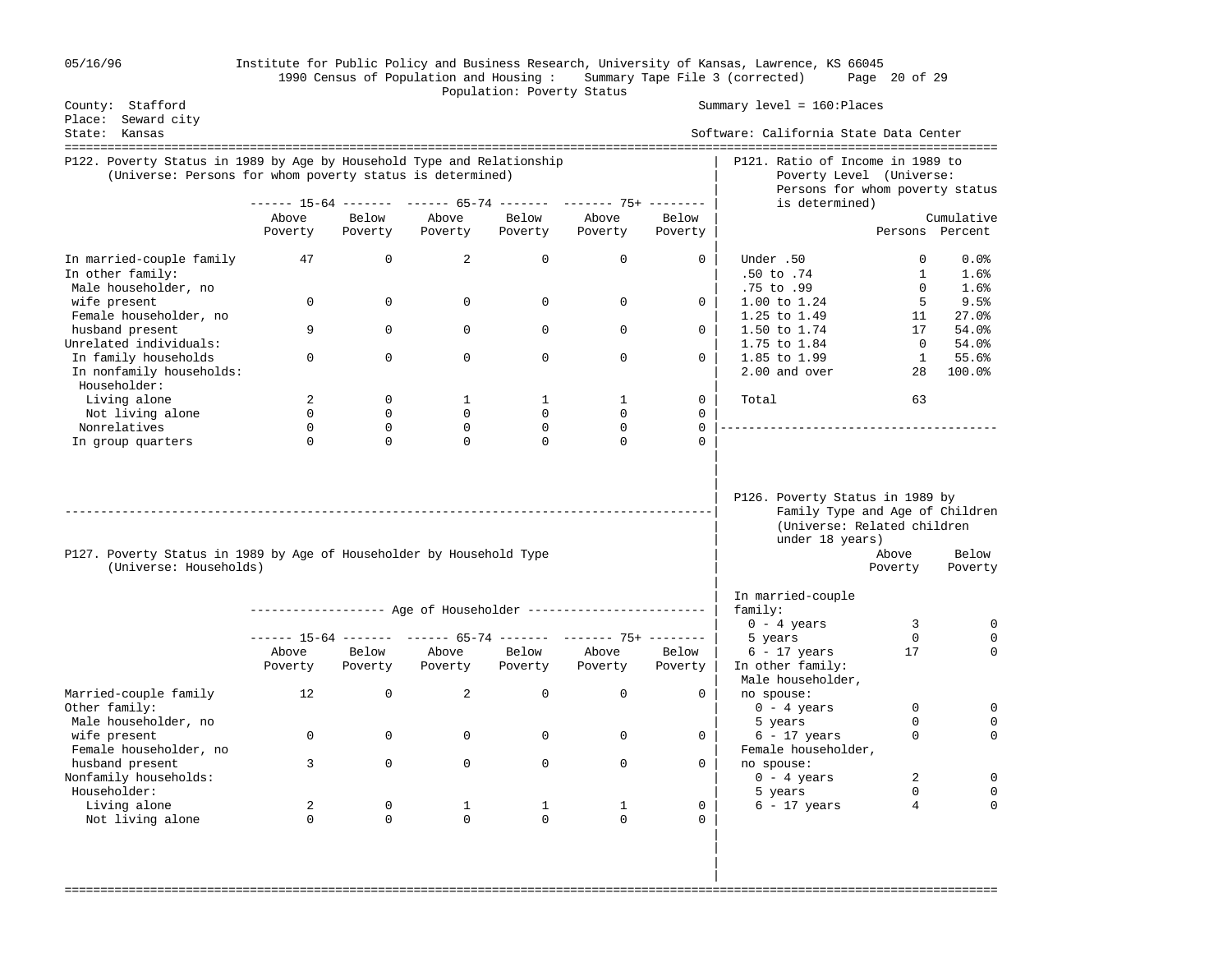Institute for Public Policy and Business Research, University of Kansas, Lawrence, KS 66045

1990 Census of Population and Housing : Summary Tape File 3 (corrected)

Population: Poverty Status

County: Stafford
Place: Seward city
State: Kansas

Summary level = 160:Places

Software: California State Data Center

## P122. Poverty Status in 1989 by Age by Household Type and Relationship
(Universe: Persons for whom poverty status is determined)

| | 15-64 Above Poverty | 15-64 Below Poverty | 65-74 Above Poverty | 65-74 Below Poverty | 75+ Above Poverty | 75+ Below Poverty |
|---|---|---|---|---|---|---|
| In married-couple family | 47 | 0 | 2 | 0 | 0 | 0 |
| In other family: | | | | | | |
| Male householder, no wife present | 0 | 0 | 0 | 0 | 0 | 0 |
| Female householder, no husband present | 9 | 0 | 0 | 0 | 0 | 0 |
| Unrelated individuals: | | | | | | |
| In family households | 0 | 0 | 0 | 0 | 0 | 0 |
| In nonfamily households: | | | | | | |
| Householder: | | | | | | |
| Living alone | 2 | 0 | 1 | 1 | 1 | 0 |
| Not living alone | 0 | 0 | 0 | 0 | 0 | 0 |
| Nonrelatives | 0 | 0 | 0 | 0 | 0 | 0 |
| In group quarters | 0 | 0 | 0 | 0 | 0 | 0 |

## P121. Ratio of Income in 1989 to Poverty Level
(Universe: Persons for whom poverty status is determined)

| | Persons | Cumulative Percent |
|---|---|---|
| Under .50 | 0 | 0.0% |
| .50 to .74 | 1 | 1.6% |
| .75 to .99 | 0 | 1.6% |
| 1.00 to 1.24 | 5 | 9.5% |
| 1.25 to 1.49 | 11 | 27.0% |
| 1.50 to 1.74 | 17 | 54.0% |
| 1.75 to 1.84 | 0 | 54.0% |
| 1.85 to 1.99 | 1 | 55.6% |
| 2.00 and over | 28 | 100.0% |
| Total | 63 | |

## P127. Poverty Status in 1989 by Age of Householder by Household Type
(Universe: Households)

| | Age of Householder 15-64 Above Poverty | 15-64 Below Poverty | 65-74 Above Poverty | 65-74 Below Poverty | 75+ Above Poverty | 75+ Below Poverty |
|---|---|---|---|---|---|---|
| Married-couple family | 12 | 0 | 2 | 0 | 0 | 0 |
| Other family: | | | | | | |
| Male householder, no wife present | 0 | 0 | 0 | 0 | 0 | 0 |
| Female householder, no husband present | 3 | 0 | 0 | 0 | 0 | 0 |
| Nonfamily households: | | | | | | |
| Householder: | | | | | | |
| Living alone | 2 | 0 | 1 | 1 | 1 | 0 |
| Not living alone | 0 | 0 | 0 | 0 | 0 | 0 |

## P126. Poverty Status in 1989 by Family Type and Age of Children
(Universe: Related children under 18 years)

| | Above Poverty | Below Poverty |
|---|---|---|
| In married-couple family: | | |
| 0 - 4 years | 3 | 0 |
| 5 years | 0 | 0 |
| 6 - 17 years | 17 | 0 |
| In other family: | | |
| Male householder, no spouse: | | |
| 0 - 4 years | 0 | 0 |
| 5 years | 0 | 0 |
| 6 - 17 years | 0 | 0 |
| Female householder, no spouse: | | |
| 0 - 4 years | 2 | 0 |
| 5 years | 0 | 0 |
| 6 - 17 years | 4 | 0 |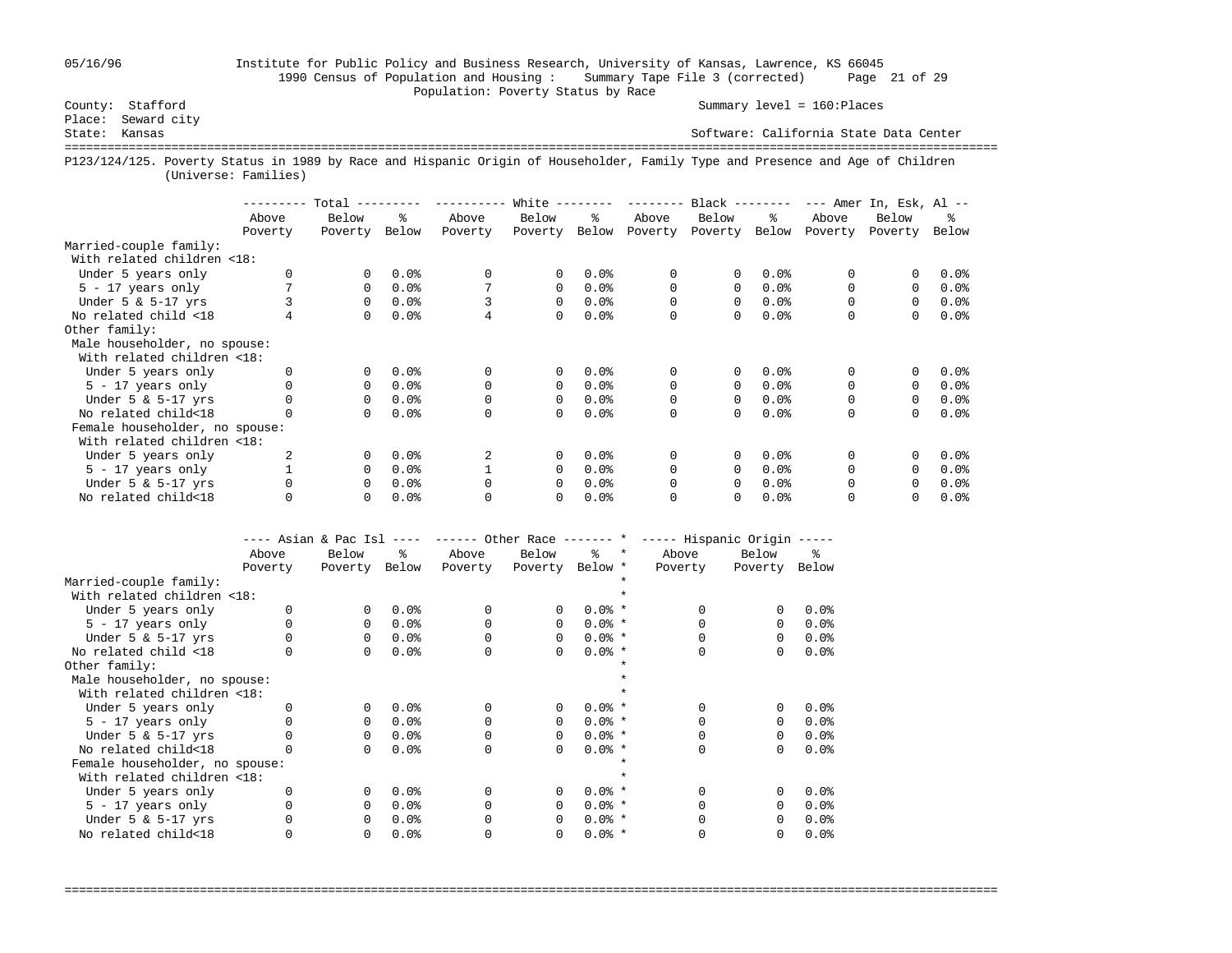County: Stafford
Place: Seward city
State: Kansas

Summary level = 160:Places

Software: California State Data Center

Institute for Public Policy and Business Research, University of Kansas, Lawrence, KS 66045
1990 Census of Population and Housing : Summary Tape File 3 (corrected)
Population: Poverty Status by Race

## P123/124/125. Poverty Status in 1989 by Race and Hispanic Origin of Householder, Family Type and Presence and Age of Children (Universe: Families)

| | Total | | | White | | | Black | | | Amer In, Esk, Al | | |
|---|---|---|---|---|---|---|---|---|---|---|---|---|
| | Above Poverty | Below Poverty | % Below | Above Poverty | Below Poverty | % Below | Above Poverty | Below Poverty | % Below | Above Poverty | Below Poverty | % Below |
| **Married-couple family:** | | | | | | | | | | | | |
| With related children <18: | | | | | | | | | | | | |
| Under 5 years only | 0 | 0 | 0.0% | 0 | 0 | 0.0% | 0 | 0 | 0.0% | 0 | 0 | 0.0% |
| 5 - 17 years only | 7 | 0 | 0.0% | 7 | 0 | 0.0% | 0 | 0 | 0.0% | 0 | 0 | 0.0% |
| Under 5 & 5-17 yrs | 3 | 0 | 0.0% | 3 | 0 | 0.0% | 0 | 0 | 0.0% | 0 | 0 | 0.0% |
| No related child <18 | 4 | 0 | 0.0% | 4 | 0 | 0.0% | 0 | 0 | 0.0% | 0 | 0 | 0.0% |
| **Other family:** | | | | | | | | | | | | |
| Male householder, no spouse: | | | | | | | | | | | | |
| With related children <18: | | | | | | | | | | | | |
| Under 5 years only | 0 | 0 | 0.0% | 0 | 0 | 0.0% | 0 | 0 | 0.0% | 0 | 0 | 0.0% |
| 5 - 17 years only | 0 | 0 | 0.0% | 0 | 0 | 0.0% | 0 | 0 | 0.0% | 0 | 0 | 0.0% |
| Under 5 & 5-17 yrs | 0 | 0 | 0.0% | 0 | 0 | 0.0% | 0 | 0 | 0.0% | 0 | 0 | 0.0% |
| No related child<18 | 0 | 0 | 0.0% | 0 | 0 | 0.0% | 0 | 0 | 0.0% | 0 | 0 | 0.0% |
| Female householder, no spouse: | | | | | | | | | | | | |
| With related children <18: | | | | | | | | | | | | |
| Under 5 years only | 2 | 0 | 0.0% | 2 | 0 | 0.0% | 0 | 0 | 0.0% | 0 | 0 | 0.0% |
| 5 - 17 years only | 1 | 0 | 0.0% | 1 | 0 | 0.0% | 0 | 0 | 0.0% | 0 | 0 | 0.0% |
| Under 5 & 5-17 yrs | 0 | 0 | 0.0% | 0 | 0 | 0.0% | 0 | 0 | 0.0% | 0 | 0 | 0.0% |
| No related child<18 | 0 | 0 | 0.0% | 0 | 0 | 0.0% | 0 | 0 | 0.0% | 0 | 0 | 0.0% |

| | Asian & Pac Isl | | | Other Race | | | Hispanic Origin | | |
|---|---|---|---|---|---|---|---|---|---|
| | Above Poverty | Below Poverty | % Below | Above Poverty | Below Poverty | % Below | Above Poverty | Below Poverty | % Below |
| **Married-couple family:** | | | | | | | | | |
| With related children <18: | | | | | | | | | |
| Under 5 years only | 0 | 0 | 0.0% | 0 | 0 | 0.0% | 0 | 0 | 0.0% |
| 5 - 17 years only | 0 | 0 | 0.0% | 0 | 0 | 0.0% | 0 | 0 | 0.0% |
| Under 5 & 5-17 yrs | 0 | 0 | 0.0% | 0 | 0 | 0.0% | 0 | 0 | 0.0% |
| No related child <18 | 0 | 0 | 0.0% | 0 | 0 | 0.0% | 0 | 0 | 0.0% |
| **Other family:** | | | | | | | | | |
| Male householder, no spouse: | | | | | | | | | |
| With related children <18: | | | | | | | | | |
| Under 5 years only | 0 | 0 | 0.0% | 0 | 0 | 0.0% | 0 | 0 | 0.0% |
| 5 - 17 years only | 0 | 0 | 0.0% | 0 | 0 | 0.0% | 0 | 0 | 0.0% |
| Under 5 & 5-17 yrs | 0 | 0 | 0.0% | 0 | 0 | 0.0% | 0 | 0 | 0.0% |
| No related child<18 | 0 | 0 | 0.0% | 0 | 0 | 0.0% | 0 | 0 | 0.0% |
| Female householder, no spouse: | | | | | | | | | |
| With related children <18: | | | | | | | | | |
| Under 5 years only | 0 | 0 | 0.0% | 0 | 0 | 0.0% | 0 | 0 | 0.0% |
| 5 - 17 years only | 0 | 0 | 0.0% | 0 | 0 | 0.0% | 0 | 0 | 0.0% |
| Under 5 & 5-17 yrs | 0 | 0 | 0.0% | 0 | 0 | 0.0% | 0 | 0 | 0.0% |
| No related child<18 | 0 | 0 | 0.0% | 0 | 0 | 0.0% | 0 | 0 | 0.0% |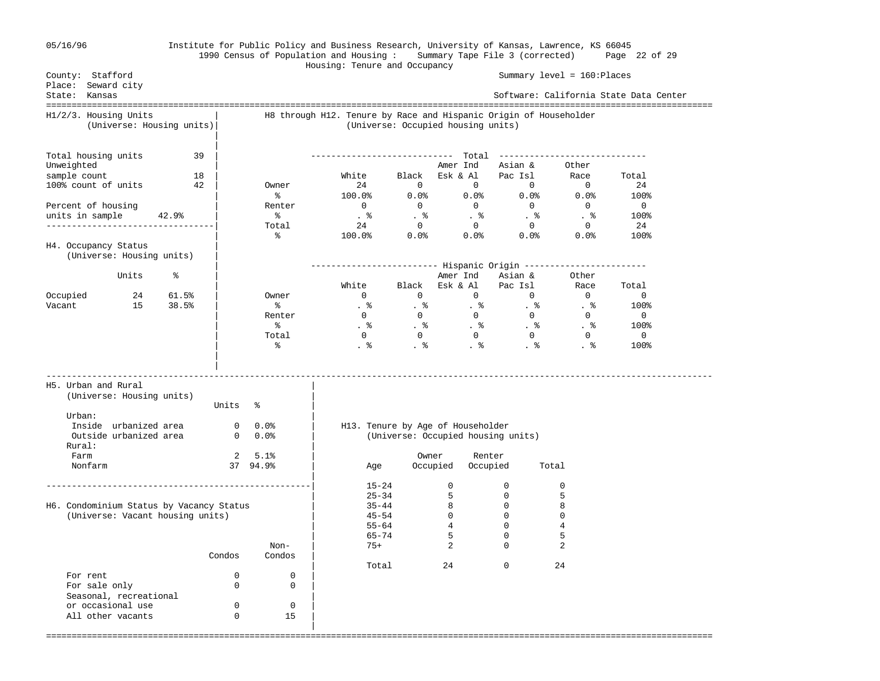Institute for Public Policy and Business Research, University of Kansas, Lawrence, KS 66045

1990 Census of Population and Housing : Summary Tape File 3 (corrected)

Housing: Tenure and Occupancy

County: Stafford
Place: Seward city
State: Kansas

Summary level = 160:Places

Software: California State Data Center

## H1/2/3. Housing Units
(Universe: Housing units)

| | |
|---|---|
| Total housing units | 39 |
| Unweighted sample count | 18 |
| 100% count of units | 42 |
| Percent of housing units in sample | 42.9% |

## H4. Occupancy Status
(Universe: Housing units)

| | Units | % |
|---|---|---|
| Occupied | 24 | 61.5% |
| Vacant | 15 | 38.5% |

## H8 through H12. Tenure by Race and Hispanic Origin of Householder
(Universe: Occupied housing units)

| Total | White | Black | Amer Ind Esk & Al | Asian & Pac Isl | Other Race | Total |
|---|---|---|---|---|---|---|
| Owner | 24 | 0 | 0 | 0 | 0 | 24 |
| % | 100.0% | 0.0% | 0.0% | 0.0% | 0.0% | 100% |
| Renter | 0 | 0 | 0 | 0 | 0 | 0 |
| % | . % | . % | . % | . % | . % | 100% |
| Total | 24 | 0 | 0 | 0 | 0 | 24 |
| % | 100.0% | 0.0% | 0.0% | 0.0% | 0.0% | 100% |

| Hispanic Origin | White | Black | Amer Ind Esk & Al | Asian & Pac Isl | Other Race | Total |
|---|---|---|---|---|---|---|
| Owner | 0 | 0 | 0 | 0 | 0 | 0 |
| % | . % | . % | . % | . % | . % | 100% |
| Renter | 0 | 0 | 0 | 0 | 0 | 0 |
| % | . % | . % | . % | . % | . % | 100% |
| Total | 0 | 0 | 0 | 0 | 0 | 0 |
| % | . % | . % | . % | . % | . % | 100% |

## H5. Urban and Rural
(Universe: Housing units)

| | Units | % |
|---|---|---|
| Urban: | | |
| Inside urbanized area | 0 | 0.0% |
| Outside urbanized area | 0 | 0.0% |
| Rural: | | |
| Farm | 2 | 5.1% |
| Nonfarm | 37 | 94.9% |

## H6. Condominium Status by Vacancy Status
(Universe: Vacant housing units)

| | Condos | Non-Condos |
|---|---|---|
| For rent | 0 | 0 |
| For sale only | 0 | 0 |
| Seasonal, recreational or occasional use | 0 | 0 |
| All other vacants | 0 | 15 |

## H13. Tenure by Age of Householder
(Universe: Occupied housing units)

| Age | Owner Occupied | Renter Occupied | Total |
|---|---|---|---|
| 15-24 | 0 | 0 | 0 |
| 25-34 | 5 | 0 | 5 |
| 35-44 | 8 | 0 | 8 |
| 45-54 | 0 | 0 | 0 |
| 55-64 | 4 | 0 | 4 |
| 65-74 | 5 | 0 | 5 |
| 75+ | 2 | 0 | 2 |
| Total | 24 | 0 | 24 |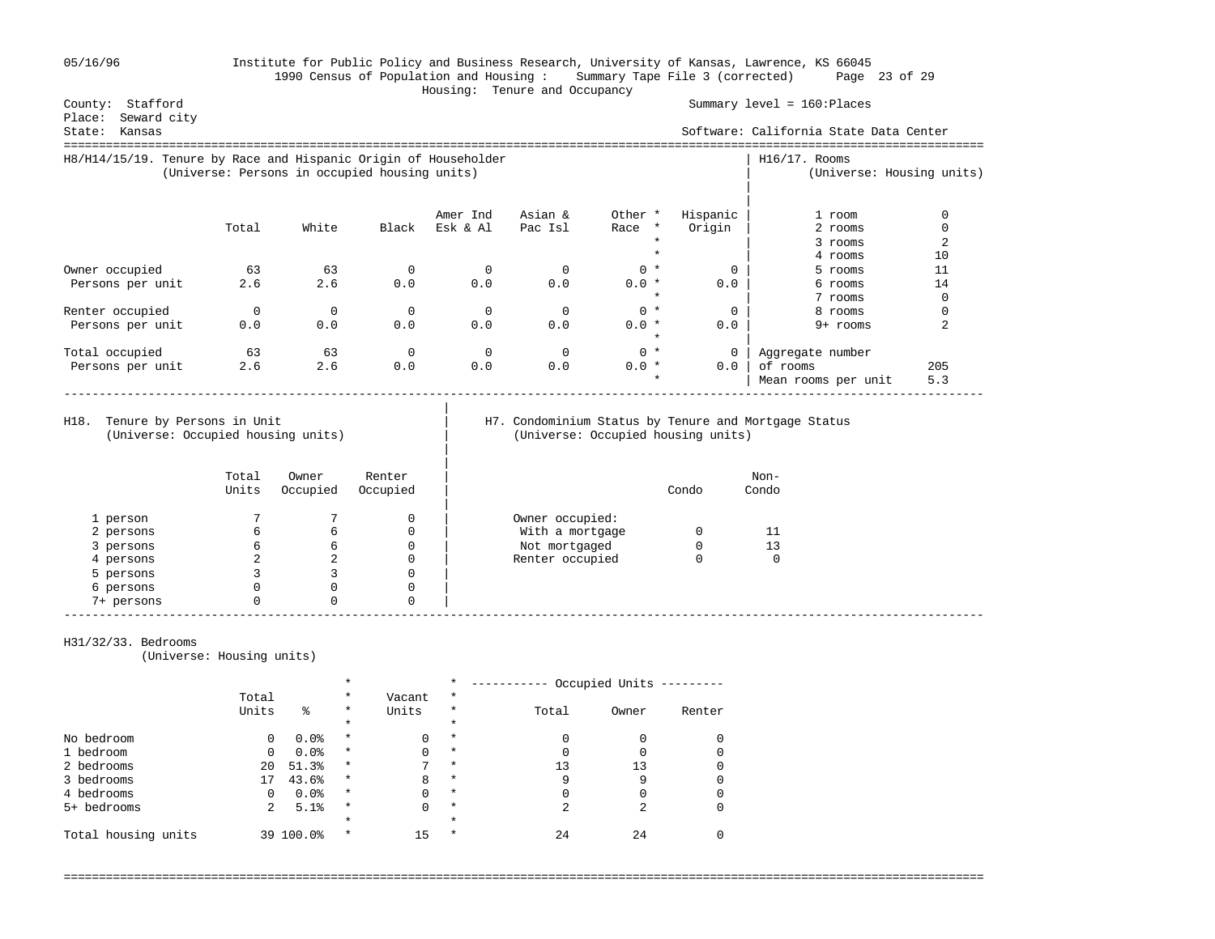05/16/96 Institute for Public Policy and Business Research, University of Kansas, Lawrence, KS 66045

1990 Census of Population and Housing : Summary Tape File 3 (corrected)

Housing: Tenure and Occupancy

County: Stafford
Place: Seward city
State: Kansas

Summary level = 160:Places

Software: California State Data Center

## H8/H14/15/19. Tenure by Race and Hispanic Origin of Householder

(Universe: Persons in occupied housing units)

| | Total | White | Black | Amer Ind Esk & Al | Asian & Pac Isl | Other Race | Hispanic Origin |
|---|---|---|---|---|---|---|---|
| Owner occupied | 63 | 63 | 0 | 0 | 0 | 0 | 0 |
| Persons per unit | 2.6 | 2.6 | 0.0 | 0.0 | 0.0 | 0.0 | 0.0 |
| Renter occupied | 0 | 0 | 0 | 0 | 0 | 0 | 0 |
| Persons per unit | 0.0 | 0.0 | 0.0 | 0.0 | 0.0 | 0.0 | 0.0 |
| Total occupied | 63 | 63 | 0 | 0 | 0 | 0 | 0 |
| Persons per unit | 2.6 | 2.6 | 0.0 | 0.0 | 0.0 | 0.0 | 0.0 |

## H16/17. Rooms

(Universe: Housing units)

| Rooms | Units |
|---|---|
| 1 room | 0 |
| 2 rooms | 0 |
| 3 rooms | 2 |
| 4 rooms | 10 |
| 5 rooms | 11 |
| 6 rooms | 14 |
| 7 rooms | 0 |
| 8 rooms | 0 |
| 9+ rooms | 2 |
| Aggregate number of rooms | 205 |
| Mean rooms per unit | 5.3 |

## H18. Tenure by Persons in Unit

(Universe: Occupied housing units)

| | Total Units | Owner Occupied | Renter Occupied |
|---|---|---|---|
| 1 person | 7 | 7 | 0 |
| 2 persons | 6 | 6 | 0 |
| 3 persons | 6 | 6 | 0 |
| 4 persons | 2 | 2 | 0 |
| 5 persons | 3 | 3 | 0 |
| 6 persons | 0 | 0 | 0 |
| 7+ persons | 0 | 0 | 0 |

## H7. Condominium Status by Tenure and Mortgage Status

(Universe: Occupied housing units)

| | Condo | Non-Condo |
|---|---|---|
| Owner occupied: | | |
| With a mortgage | 0 | 11 |
| Not mortgaged | 0 | 13 |
| Renter occupied | 0 | 0 |

## H31/32/33. Bedrooms

(Universe: Housing units)

| | Total Units | % | Vacant Units | Occupied Units Total | Owner | Renter |
|---|---|---|---|---|---|---|
| No bedroom | 0 | 0.0% | 0 | 0 | 0 | 0 |
| 1 bedroom | 0 | 0.0% | 0 | 0 | 0 | 0 |
| 2 bedrooms | 20 | 51.3% | 7 | 13 | 13 | 0 |
| 3 bedrooms | 17 | 43.6% | 8 | 9 | 9 | 0 |
| 4 bedrooms | 0 | 0.0% | 0 | 0 | 0 | 0 |
| 5+ bedrooms | 2 | 5.1% | 0 | 2 | 2 | 0 |
| Total housing units | 39 | 100.0% | 15 | 24 | 24 | 0 |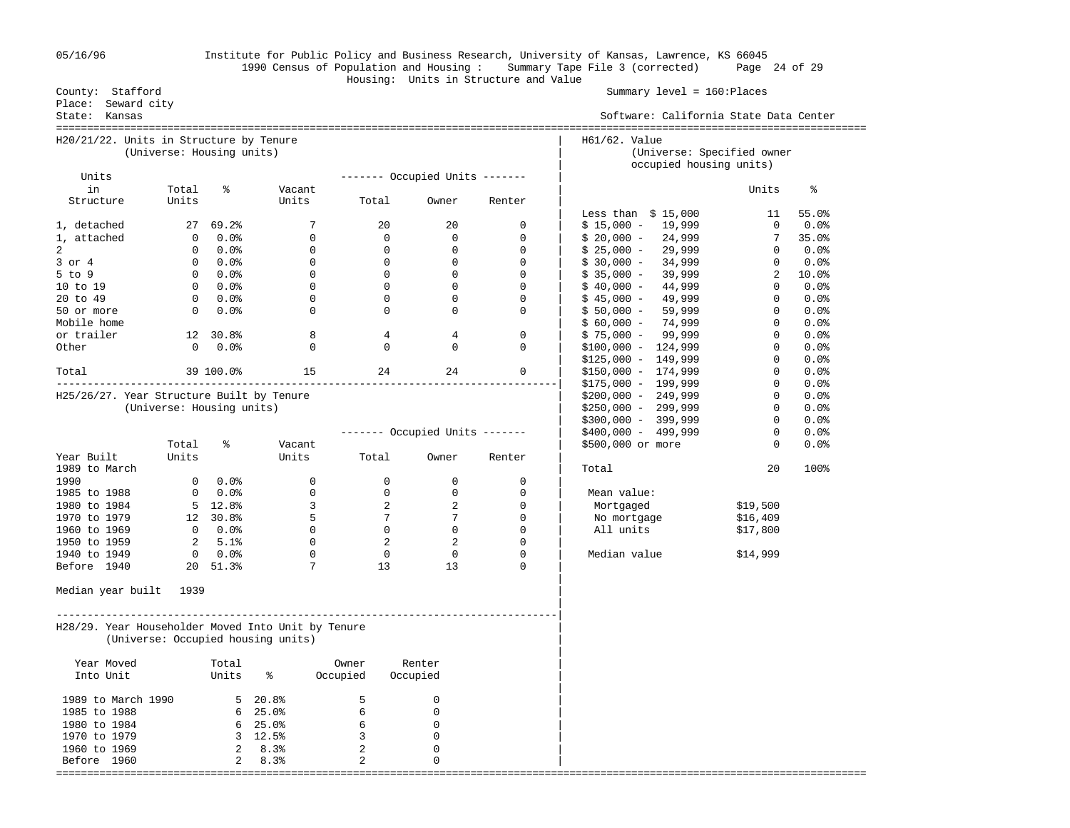Institute for Public Policy and Business Research, University of Kansas, Lawrence, KS 66045

1990 Census of Population and Housing : Summary Tape File 3 (corrected)

Housing: Units in Structure and Value

County: Stafford
Place: Seward city
State: Kansas

Summary level = 160:Places

Software: California State Data Center

## H20/21/22. Units in Structure by Tenure

(Universe: Housing units)

| Units in Structure | Total Units | % | Vacant Units | Occupied Units: Total | Occupied Units: Owner | Occupied Units: Renter |
|---|---|---|---|---|---|---|
| 1, detached | 27 | 69.2% | 7 | 20 | 20 | 0 |
| 1, attached | 0 | 0.0% | 0 | 0 | 0 | 0 |
| 2 | 0 | 0.0% | 0 | 0 | 0 | 0 |
| 3 or 4 | 0 | 0.0% | 0 | 0 | 0 | 0 |
| 5 to 9 | 0 | 0.0% | 0 | 0 | 0 | 0 |
| 10 to 19 | 0 | 0.0% | 0 | 0 | 0 | 0 |
| 20 to 49 | 0 | 0.0% | 0 | 0 | 0 | 0 |
| 50 or more | 0 | 0.0% | 0 | 0 | 0 | 0 |
| Mobile home or trailer | 12 | 30.8% | 8 | 4 | 4 | 0 |
| Other | 0 | 0.0% | 0 | 0 | 0 | 0 |
| Total | 39 | 100.0% | 15 | 24 | 24 | 0 |

## H25/26/27. Year Structure Built by Tenure

(Universe: Housing units)

| Year Built | Total Units | % | Vacant Units | Occupied Units: Total | Occupied Units: Owner | Occupied Units: Renter |
|---|---|---|---|---|---|---|
| 1989 to March 1990 | 0 | 0.0% | 0 | 0 | 0 | 0 |
| 1985 to 1988 | 0 | 0.0% | 0 | 0 | 0 | 0 |
| 1980 to 1984 | 5 | 12.8% | 3 | 2 | 2 | 0 |
| 1970 to 1979 | 12 | 30.8% | 5 | 7 | 7 | 0 |
| 1960 to 1969 | 0 | 0.0% | 0 | 0 | 0 | 0 |
| 1950 to 1959 | 2 | 5.1% | 0 | 2 | 2 | 0 |
| 1940 to 1949 | 0 | 0.0% | 0 | 0 | 0 | 0 |
| Before 1940 | 20 | 51.3% | 7 | 13 | 13 | 0 |

Median year built 1939

## H28/29. Year Householder Moved Into Unit by Tenure

(Universe: Occupied housing units)

| Year Moved Into Unit | Total Units | % | Owner Occupied | Renter Occupied |
|---|---|---|---|---|
| 1989 to March 1990 | 5 | 20.8% | 5 | 0 |
| 1985 to 1988 | 6 | 25.0% | 6 | 0 |
| 1980 to 1984 | 6 | 25.0% | 6 | 0 |
| 1970 to 1979 | 3 | 12.5% | 3 | 0 |
| 1960 to 1969 | 2 | 8.3% | 2 | 0 |
| Before 1960 | 2 | 8.3% | 2 | 0 |

## H61/62. Value

(Universe: Specified owner occupied housing units)

| Value | Units | % |
|---|---|---|
| Less than $ 15,000 | 11 | 55.0% |
| $ 15,000 - 19,999 | 0 | 0.0% |
| $ 20,000 - 24,999 | 7 | 35.0% |
| $ 25,000 - 29,999 | 0 | 0.0% |
| $ 30,000 - 34,999 | 0 | 0.0% |
| $ 35,000 - 39,999 | 2 | 10.0% |
| $ 40,000 - 44,999 | 0 | 0.0% |
| $ 45,000 - 49,999 | 0 | 0.0% |
| $ 50,000 - 59,999 | 0 | 0.0% |
| $ 60,000 - 74,999 | 0 | 0.0% |
| $ 75,000 - 99,999 | 0 | 0.0% |
| $100,000 - 124,999 | 0 | 0.0% |
| $125,000 - 149,999 | 0 | 0.0% |
| $150,000 - 174,999 | 0 | 0.0% |
| $175,000 - 199,999 | 0 | 0.0% |
| $200,000 - 249,999 | 0 | 0.0% |
| $250,000 - 299,999 | 0 | 0.0% |
| $300,000 - 399,999 | 0 | 0.0% |
| $400,000 - 499,999 | 0 | 0.0% |
| $500,000 or more | 0 | 0.0% |
| Total | 20 | 100% |

Mean value:

| | |
|---|---|
| Mortgaged | $19,500 |
| No mortgage | $16,409 |
| All units | $17,800 |

Median value $14,999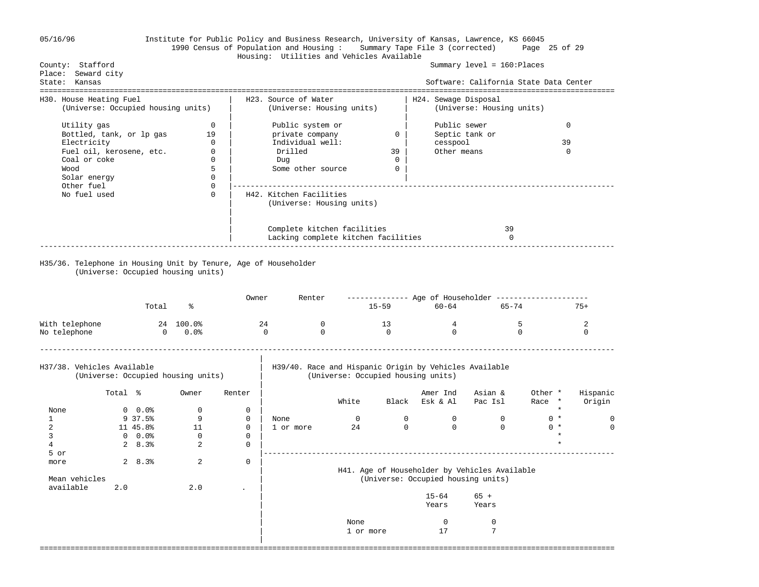Institute for Public Policy and Business Research, University of Kansas, Lawrence, KS 66045
1990 Census of Population and Housing : Summary Tape File 3 (corrected)
Housing: Utilities and Vehicles Available

County: Stafford
Place: Seward city
State: Kansas

Summary level = 160:Places
Software: California State Data Center

### H30. House Heating Fuel
(Universe: Occupied housing units)

| Fuel | Count |
|---|---|
| Utility gas | 0 |
| Bottled, tank, or lp gas | 19 |
| Electricity | 0 |
| Fuel oil, kerosene, etc. | 0 |
| Coal or coke | 0 |
| Wood | 5 |
| Solar energy | 0 |
| Other fuel | 0 |
| No fuel used | 0 |

### H23. Source of Water
(Universe: Housing units)

| Source | Count |
|---|---|
| Public system or private company | 0 |
| Individual well: | |
| Drilled | 39 |
| Dug | 0 |
| Some other source | 0 |

### H24. Sewage Disposal
(Universe: Housing units)

| Disposal | Count |
|---|---|
| Public sewer | 0 |
| Septic tank or cesspool | 39 |
| Other means | 0 |

### H42. Kitchen Facilities
(Universe: Housing units)

| Facilities | Count |
|---|---|
| Complete kitchen facilities | 39 |
| Lacking complete kitchen facilities | 0 |

### H35/36. Telephone in Housing Unit by Tenure, Age of Householder
(Universe: Occupied housing units)

| | Total | % | Owner | Renter | Age of Householder 15-59 | 60-64 | 65-74 | 75+ |
|---|---|---|---|---|---|---|---|---|
| With telephone | 24 | 100.0% | 24 | 0 | 13 | 4 | 5 | 2 |
| No telephone | 0 | 0.0% | 0 | 0 | 0 | 0 | 0 | 0 |

### H37/38. Vehicles Available
(Universe: Occupied housing units)

| | Total | % | Owner | Renter |
|---|---|---|---|---|
| None | 0 | 0.0% | 0 | 0 |
| 1 | 9 | 37.5% | 9 | 0 |
| 2 | 11 | 45.8% | 11 | 0 |
| 3 | 0 | 0.0% | 0 | 0 |
| 4 | 2 | 8.3% | 2 | 0 |
| 5 or more | 2 | 8.3% | 2 | 0 |
| Mean vehicles available | 2.0 | | 2.0 | . |

### H39/40. Race and Hispanic Origin by Vehicles Available
(Universe: Occupied housing units)

| | White | Black | Amer Ind Esk & Al | Asian & Pac Isl | Other Race * | Hispanic Origin |
|---|---|---|---|---|---|---|
| None | 0 | 0 | 0 | 0 | 0 * | 0 |
| 1 or more | 24 | 0 | 0 | 0 | 0 * | 0 |

### H41. Age of Householder by Vehicles Available
(Universe: Occupied housing units)

| | 15-64 Years | 65 + Years |
|---|---|---|
| None | 0 | 0 |
| 1 or more | 17 | 7 |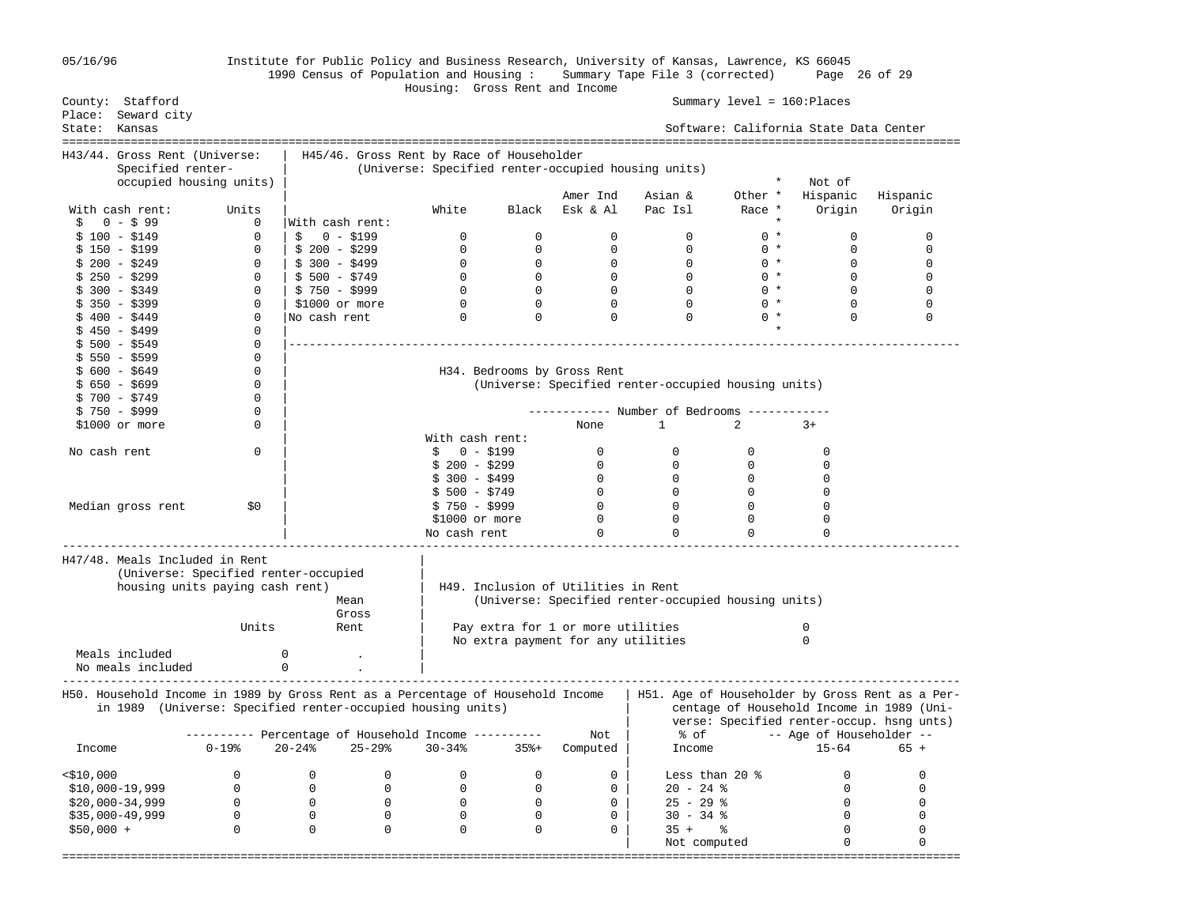Institute for Public Policy and Business Research, University of Kansas, Lawrence, KS 66045
1990 Census of Population and Housing : Summary Tape File 3 (corrected)
Housing: Gross Rent and Income

County: Stafford
Place: Seward city
State: Kansas

Summary level = 160:Places
Software: California State Data Center

## H43/44. Gross Rent (Universe: Specified renter-occupied housing units)

| With cash rent: | Units |
|---|---|
| $ 0 - $ 99 | 0 |
| $ 100 - $149 | 0 |
| $ 150 - $199 | 0 |
| $ 200 - $249 | 0 |
| $ 250 - $299 | 0 |
| $ 300 - $349 | 0 |
| $ 350 - $399 | 0 |
| $ 400 - $449 | 0 |
| $ 450 - $499 | 0 |
| $ 500 - $549 | 0 |
| $ 550 - $599 | 0 |
| $ 600 - $649 | 0 |
| $ 650 - $699 | 0 |
| $ 700 - $749 | 0 |
| $ 750 - $999 | 0 |
| $1000 or more | 0 |
| No cash rent | 0 |
| Median gross rent | $0 |

## H45/46. Gross Rent by Race of Householder (Universe: Specified renter-occupied housing units)

| | White | Black | Amer Ind Esk & Al | Asian & Pac Isl | Other Race | Not of Hispanic Origin | Hispanic Origin |
|---|---|---|---|---|---|---|---|
| With cash rent: | | | | | | | |
| $ 0 - $199 | 0 | 0 | 0 | 0 | 0 | 0 | 0 |
| $ 200 - $299 | 0 | 0 | 0 | 0 | 0 | 0 | 0 |
| $ 300 - $499 | 0 | 0 | 0 | 0 | 0 | 0 | 0 |
| $ 500 - $749 | 0 | 0 | 0 | 0 | 0 | 0 | 0 |
| $ 750 - $999 | 0 | 0 | 0 | 0 | 0 | 0 | 0 |
| $1000 or more | 0 | 0 | 0 | 0 | 0 | 0 | 0 |
| No cash rent | 0 | 0 | 0 | 0 | 0 | 0 | 0 |

## H34. Bedrooms by Gross Rent (Universe: Specified renter-occupied housing units)

| | Number of Bedrooms: None | 1 | 2 | 3+ |
|---|---|---|---|---|
| With cash rent: | | | | |
| $ 0 - $199 | 0 | 0 | 0 | 0 |
| $ 200 - $299 | 0 | 0 | 0 | 0 |
| $ 300 - $499 | 0 | 0 | 0 | 0 |
| $ 500 - $749 | 0 | 0 | 0 | 0 |
| $ 750 - $999 | 0 | 0 | 0 | 0 |
| $1000 or more | 0 | 0 | 0 | 0 |
| No cash rent | 0 | 0 | 0 | 0 |

## H47/48. Meals Included in Rent (Universe: Specified renter-occupied housing units paying cash rent)

| | Units | Mean Gross Rent |
|---|---|---|
| Meals included | 0 | . |
| No meals included | 0 | . |

## H49. Inclusion of Utilities in Rent (Universe: Specified renter-occupied housing units)

| | |
|---|---|
| Pay extra for 1 or more utilities | 0 |
| No extra payment for any utilities | 0 |

## H50. Household Income in 1989 by Gross Rent as a Percentage of Household Income in 1989 (Universe: Specified renter-occupied housing units)

| Income | 0-19% | 20-24% | 25-29% | 30-34% | 35%+ | Not Computed |
|---|---|---|---|---|---|---|
| <$10,000 | 0 | 0 | 0 | 0 | 0 | 0 |
| $10,000-19,999 | 0 | 0 | 0 | 0 | 0 | 0 |
| $20,000-34,999 | 0 | 0 | 0 | 0 | 0 | 0 |
| $35,000-49,999 | 0 | 0 | 0 | 0 | 0 | 0 |
| $50,000 + | 0 | 0 | 0 | 0 | 0 | 0 |

## H51. Age of Householder by Gross Rent as a Percentage of Household Income in 1989 (Universe: Specified renter-occup. hsng unts)

| % of Income | Age of Householder: 15-64 | 65 + |
|---|---|---|
| Less than 20 % | 0 | 0 |
| 20 - 24 % | 0 | 0 |
| 25 - 29 % | 0 | 0 |
| 30 - 34 % | 0 | 0 |
| 35 + % | 0 | 0 |
| Not computed | 0 | 0 |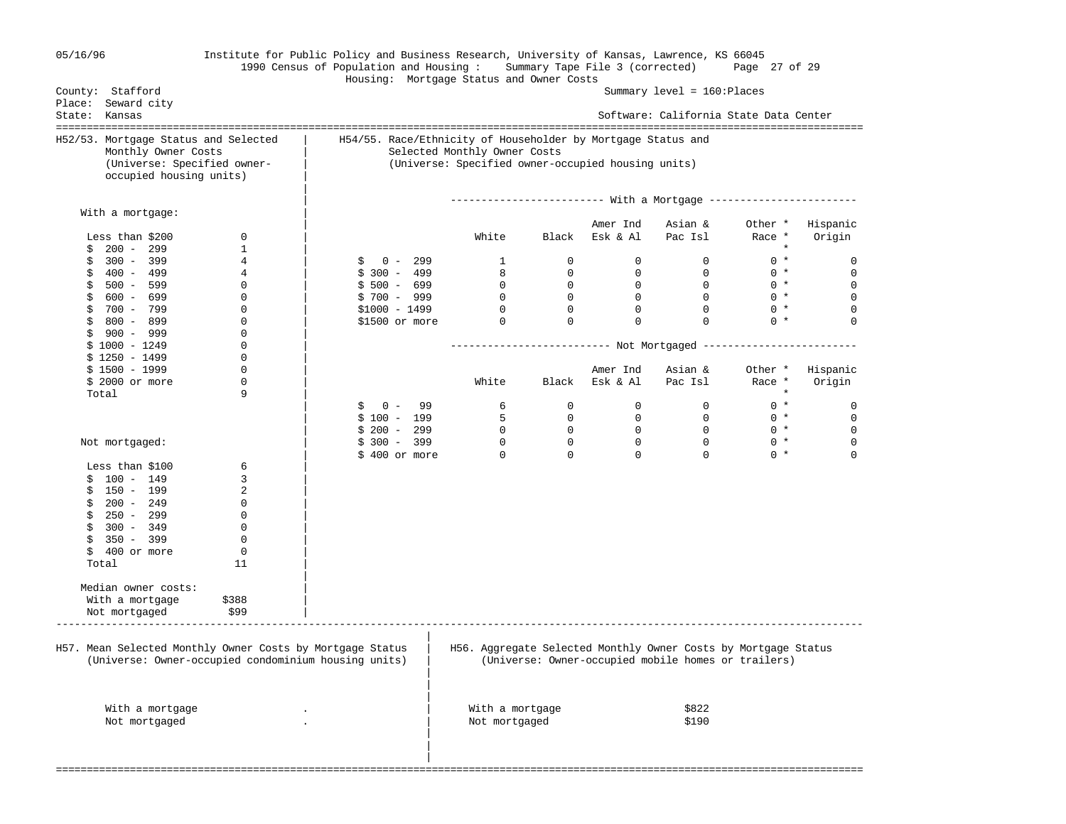Institute for Public Policy and Business Research, University of Kansas, Lawrence, KS 66045
1990 Census of Population and Housing : Summary Tape File 3 (corrected)
Housing: Mortgage Status and Owner Costs

County: Stafford
Place: Seward city
State: Kansas

Summary level = 160:Places
Software: California State Data Center

## H52/53. Mortgage Status and Selected Monthly Owner Costs
(Universe: Specified owner-occupied housing units)

**With a mortgage:**

| Monthly owner costs | Units |
|---|---|
| Less than $200 | 0 |
| $ 200 - 299 | 1 |
| $ 300 - 399 | 4 |
| $ 400 - 499 | 4 |
| $ 500 - 599 | 0 |
| $ 600 - 699 | 0 |
| $ 700 - 799 | 0 |
| $ 800 - 899 | 0 |
| $ 900 - 999 | 0 |
| $ 1000 - 1249 | 0 |
| $ 1250 - 1499 | 0 |
| $ 1500 - 1999 | 0 |
| $ 2000 or more | 0 |
| Total | 9 |

**Not mortgaged:**

| Monthly owner costs | Units |
|---|---|
| Less than $100 | 6 |
| $ 100 - 149 | 3 |
| $ 150 - 199 | 2 |
| $ 200 - 249 | 0 |
| $ 250 - 299 | 0 |
| $ 300 - 349 | 0 |
| $ 350 - 399 | 0 |
| $ 400 or more | 0 |
| Total | 11 |

**Median owner costs:**

| | |
|---|---|
| With a mortgage | $388 |
| Not mortgaged | $99 |

## H54/55. Race/Ethnicity of Householder by Mortgage Status and Selected Monthly Owner Costs
(Universe: Specified owner-occupied housing units)

**With a Mortgage**

| | White | Black | Amer Ind Esk & Al | Asian & Pac Isl | Other * Race * | Hispanic Origin |
|---|---|---|---|---|---|---|
| $ 0 - 299 | 1 | 0 | 0 | 0 | 0 * | 0 |
| $ 300 - 499 | 8 | 0 | 0 | 0 | 0 * | 0 |
| $ 500 - 699 | 0 | 0 | 0 | 0 | 0 * | 0 |
| $ 700 - 999 | 0 | 0 | 0 | 0 | 0 * | 0 |
| $1000 - 1499 | 0 | 0 | 0 | 0 | 0 * | 0 |
| $1500 or more | 0 | 0 | 0 | 0 | 0 * | 0 |

**Not Mortgaged**

| | White | Black | Amer Ind Esk & Al | Asian & Pac Isl | Other * Race * | Hispanic Origin |
|---|---|---|---|---|---|---|
| $ 0 - 99 | 6 | 0 | 0 | 0 | 0 * | 0 |
| $ 100 - 199 | 5 | 0 | 0 | 0 | 0 * | 0 |
| $ 200 - 299 | 0 | 0 | 0 | 0 | 0 * | 0 |
| $ 300 - 399 | 0 | 0 | 0 | 0 | 0 * | 0 |
| $ 400 or more | 0 | 0 | 0 | 0 | 0 * | 0 |

## H57. Mean Selected Monthly Owner Costs by Mortgage Status
(Universe: Owner-occupied condominium housing units)

| | |
|---|---|
| With a mortgage | . |
| Not mortgaged | . |

## H56. Aggregate Selected Monthly Owner Costs by Mortgage Status
(Universe: Owner-occupied mobile homes or trailers)

| | |
|---|---|
| With a mortgage | $822 |
| Not mortgaged | $190 |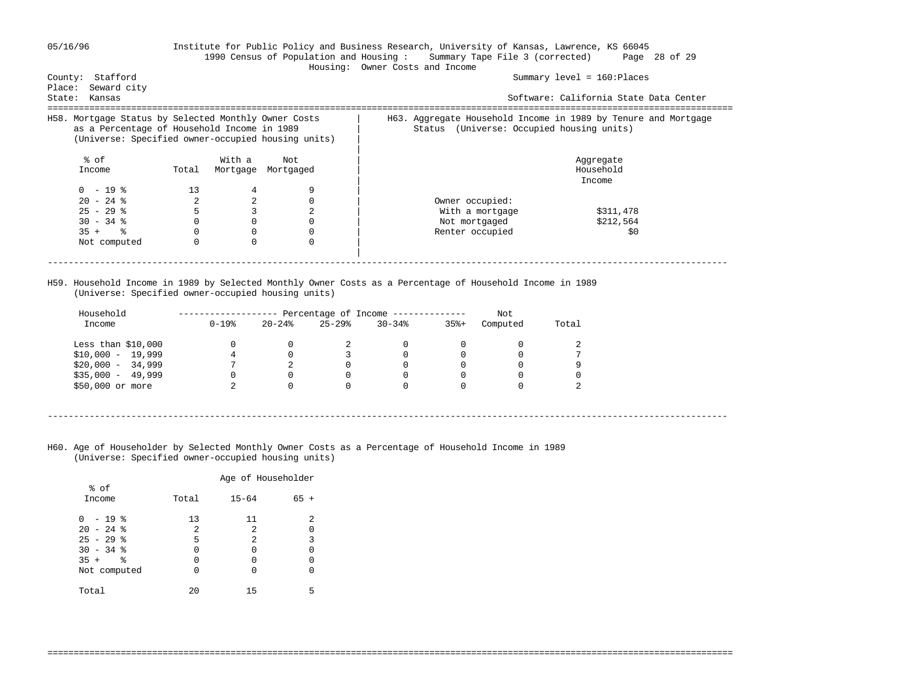05/16/96 Institute for Public Policy and Business Research, University of Kansas, Lawrence, KS 66045
1990 Census of Population and Housing : Summary Tape File 3 (corrected)
Housing: Owner Costs and Income

County: Stafford
Place: Seward city
State: Kansas

Summary level = 160:Places
Software: California State Data Center

## H58. Mortgage Status by Selected Monthly Owner Costs as a Percentage of Household Income in 1989
(Universe: Specified owner-occupied housing units)

| % of Income | Total | With a Mortgage | Not Mortgaged |
|---|---|---|---|
| 0 - 19 % | 13 | 4 | 9 |
| 20 - 24 % | 2 | 2 | 0 |
| 25 - 29 % | 5 | 3 | 2 |
| 30 - 34 % | 0 | 0 | 0 |
| 35 + % | 0 | 0 | 0 |
| Not computed | 0 | 0 | 0 |

## H63. Aggregate Household Income in 1989 by Tenure and Mortgage Status (Universe: Occupied housing units)

| | Aggregate Household Income |
|---|---|
| Owner occupied: | |
| With a mortgage | $311,478 |
| Not mortgaged | $212,564 |
| Renter occupied | $0 |

## H59. Household Income in 1989 by Selected Monthly Owner Costs as a Percentage of Household Income in 1989
(Universe: Specified owner-occupied housing units)

| Household Income | 0-19% | 20-24% | 25-29% | 30-34% | 35%+ | Not Computed | Total |
|---|---|---|---|---|---|---|---|
| Less than $10,000 | 0 | 0 | 2 | 0 | 0 | 0 | 2 |
| $10,000 - 19,999 | 4 | 0 | 3 | 0 | 0 | 0 | 7 |
| $20,000 - 34,999 | 7 | 2 | 0 | 0 | 0 | 0 | 9 |
| $35,000 - 49,999 | 0 | 0 | 0 | 0 | 0 | 0 | 0 |
| $50,000 or more | 2 | 0 | 0 | 0 | 0 | 0 | 2 |

## H60. Age of Householder by Selected Monthly Owner Costs as a Percentage of Household Income in 1989
(Universe: Specified owner-occupied housing units)

| % of Income | Total | Age of Householder 15-64 | 65 + |
|---|---|---|---|
| 0 - 19 % | 13 | 11 | 2 |
| 20 - 24 % | 2 | 2 | 0 |
| 25 - 29 % | 5 | 2 | 3 |
| 30 - 34 % | 0 | 0 | 0 |
| 35 + % | 0 | 0 | 0 |
| Not computed | 0 | 0 | 0 |
| Total | 20 | 15 | 5 |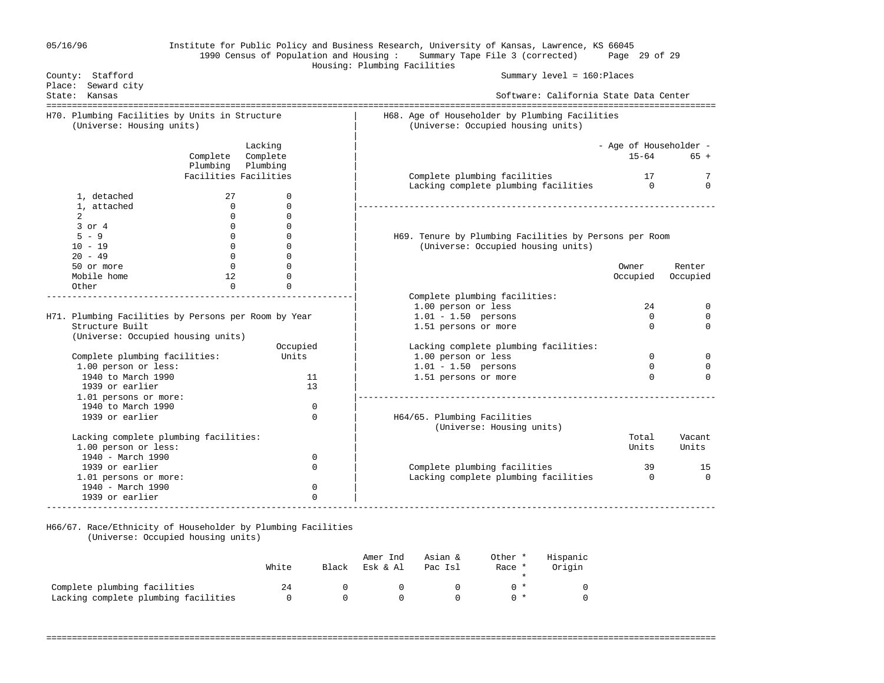05/16/96 Institute for Public Policy and Business Research, University of Kansas, Lawrence, KS 66045
1990 Census of Population and Housing : Summary Tape File 3 (corrected)
Housing: Plumbing Facilities

County: Stafford
Place: Seward city
State: Kansas

Summary level = 160:Places
Software: California State Data Center

## H70. Plumbing Facilities by Units in Structure
(Universe: Housing units)

| | Complete Plumbing Facilities | Lacking Complete Plumbing Facilities |
|---|---|---|
| 1, detached | 27 | 0 |
| 1, attached | 0 | 0 |
| 2 | 0 | 0 |
| 3 or 4 | 0 | 0 |
| 5 - 9 | 0 | 0 |
| 10 - 19 | 0 | 0 |
| 20 - 49 | 0 | 0 |
| 50 or more | 0 | 0 |
| Mobile home | 12 | 0 |
| Other | 0 | 0 |

## H71. Plumbing Facilities by Persons per Room by Year Structure Built
(Universe: Occupied housing units)

| | Occupied Units |
|---|---|
| Complete plumbing facilities: | |
| 1.00 person or less: | |
| 1940 to March 1990 | 11 |
| 1939 or earlier | 13 |
| 1.01 persons or more: | |
| 1940 to March 1990 | 0 |
| 1939 or earlier | 0 |
| Lacking complete plumbing facilities: | |
| 1.00 person or less: | |
| 1940 - March 1990 | 0 |
| 1939 or earlier | 0 |
| 1.01 persons or more: | |
| 1940 - March 1990 | 0 |
| 1939 or earlier | 0 |

## H68. Age of Householder by Plumbing Facilities
(Universe: Occupied housing units)

| | Age of Householder 15-64 | 65 + |
|---|---|---|
| Complete plumbing facilities | 17 | 7 |
| Lacking complete plumbing facilities | 0 | 0 |

## H69. Tenure by Plumbing Facilities by Persons per Room
(Universe: Occupied housing units)

| | Owner Occupied | Renter Occupied |
|---|---|---|
| Complete plumbing facilities: | | |
| 1.00 person or less | 24 | 0 |
| 1.01 - 1.50 persons | 0 | 0 |
| 1.51 persons or more | 0 | 0 |
| Lacking complete plumbing facilities: | | |
| 1.00 person or less | 0 | 0 |
| 1.01 - 1.50 persons | 0 | 0 |
| 1.51 persons or more | 0 | 0 |

## H64/65. Plumbing Facilities
(Universe: Housing units)

| | Total Units | Vacant Units |
|---|---|---|
| Complete plumbing facilities | 39 | 15 |
| Lacking complete plumbing facilities | 0 | 0 |

## H66/67. Race/Ethnicity of Householder by Plumbing Facilities
(Universe: Occupied housing units)

| | White | Black | Amer Ind Esk & Al | Asian & Pac Isl | Other * Race * * | Hispanic Origin |
|---|---|---|---|---|---|---|
| Complete plumbing facilities | 24 | 0 | 0 | 0 | 0 * | 0 |
| Lacking complete plumbing facilities | 0 | 0 | 0 | 0 | 0 * | 0 |